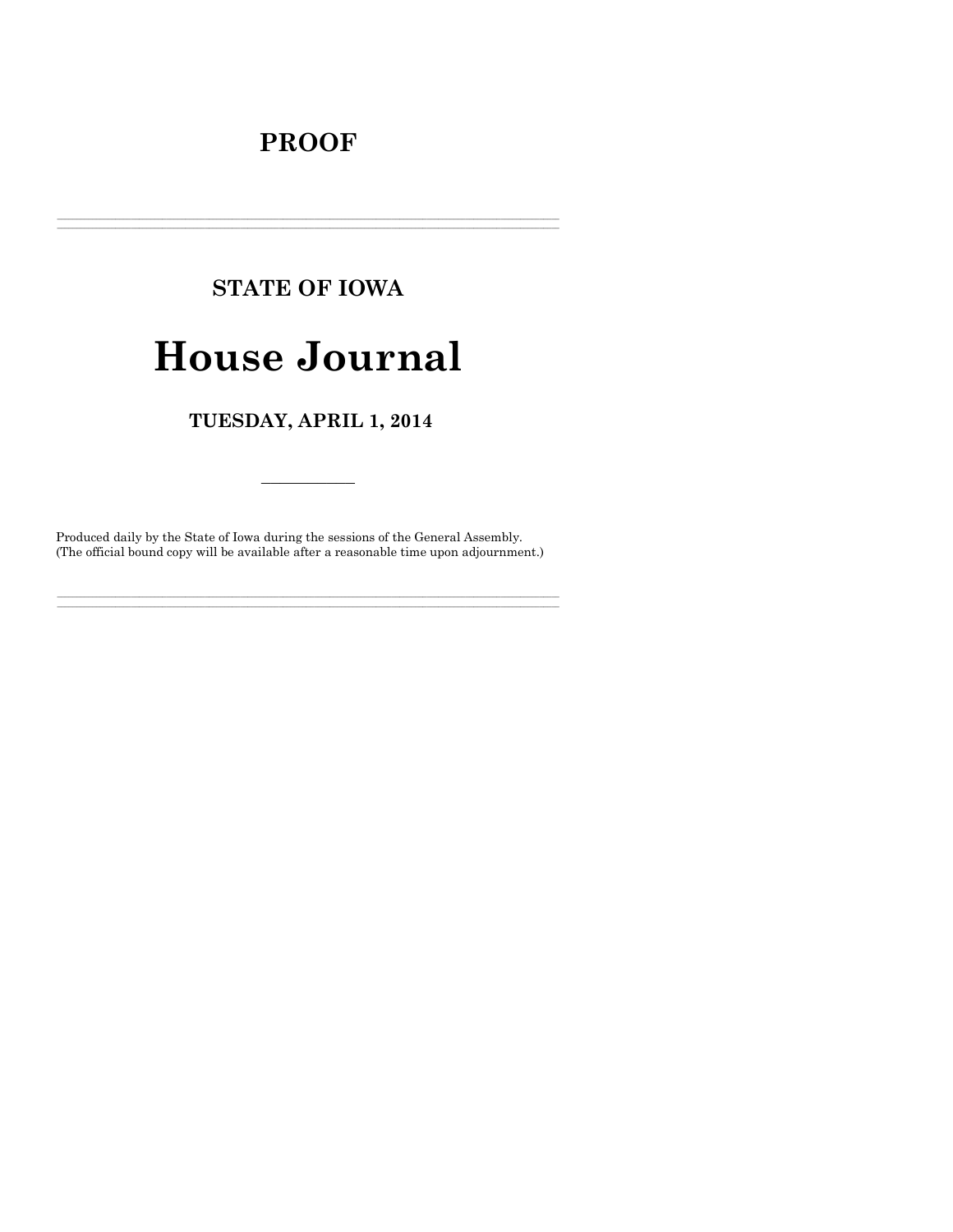**PROOF**

---

**STATE OF IOWA**

# House Journal

**TUESDAY, APRIL 1, 2014**

---

Produced daily by the State of Iowa during the sessions of the General Assembly.
(The official bound copy will be available after a reasonable time upon adjournment.)

---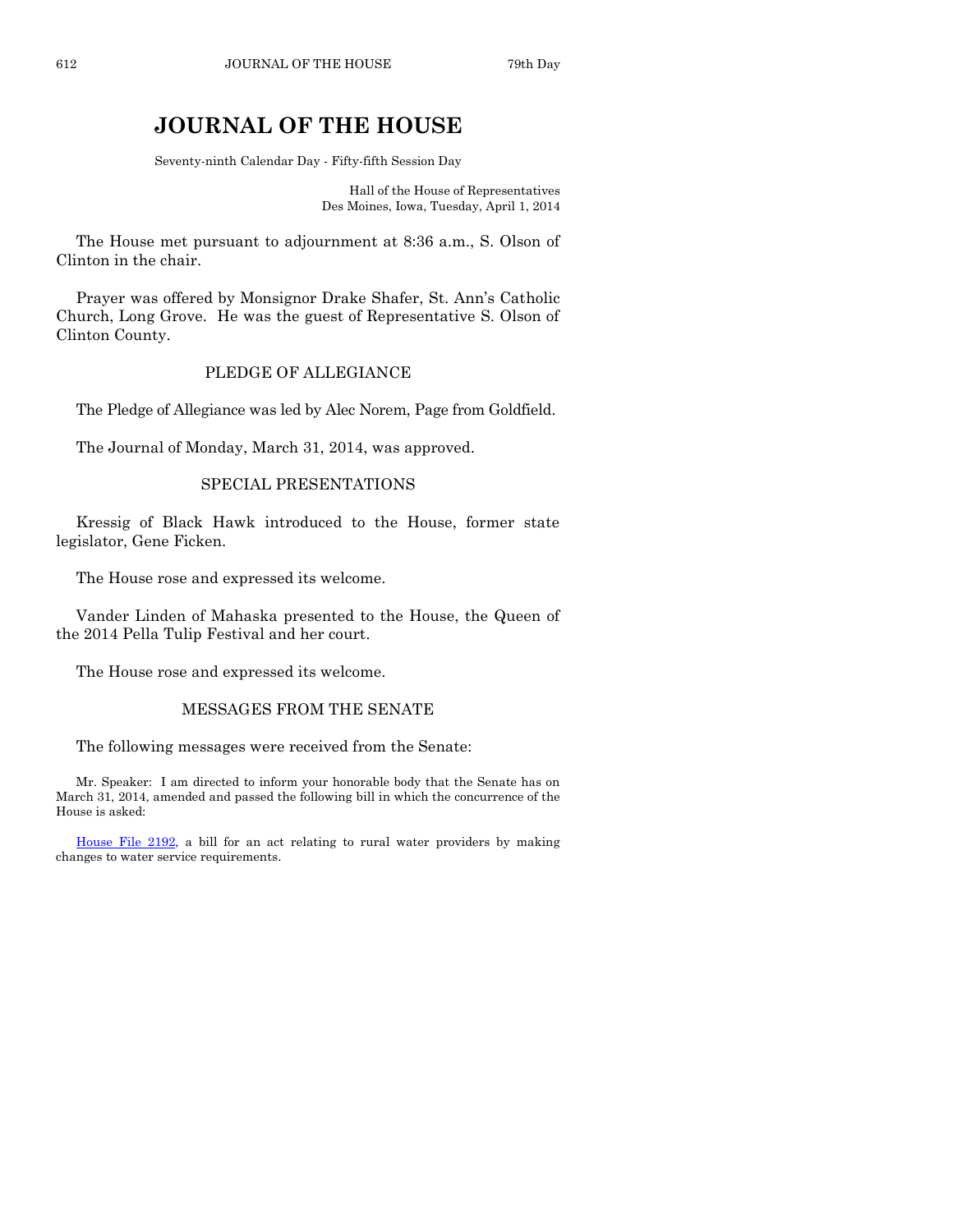# JOURNAL OF THE HOUSE

Seventy-ninth Calendar Day - Fifty-fifth Session Day

Hall of the House of Representatives
Des Moines, Iowa, Tuesday, April 1, 2014

The House met pursuant to adjournment at 8:36 a.m., S. Olson of Clinton in the chair.

Prayer was offered by Monsignor Drake Shafer, St. Ann's Catholic Church, Long Grove. He was the guest of Representative S. Olson of Clinton County.

## PLEDGE OF ALLEGIANCE

The Pledge of Allegiance was led by Alec Norem, Page from Goldfield.

The Journal of Monday, March 31, 2014, was approved.

## SPECIAL PRESENTATIONS

Kressig of Black Hawk introduced to the House, former state legislator, Gene Ficken.

The House rose and expressed its welcome.

Vander Linden of Mahaska presented to the House, the Queen of the 2014 Pella Tulip Festival and her court.

The House rose and expressed its welcome.

## MESSAGES FROM THE SENATE

The following messages were received from the Senate:

Mr. Speaker: I am directed to inform your honorable body that the Senate has on March 31, 2014, amended and passed the following bill in which the concurrence of the House is asked:

House File 2192, a bill for an act relating to rural water providers by making changes to water service requirements.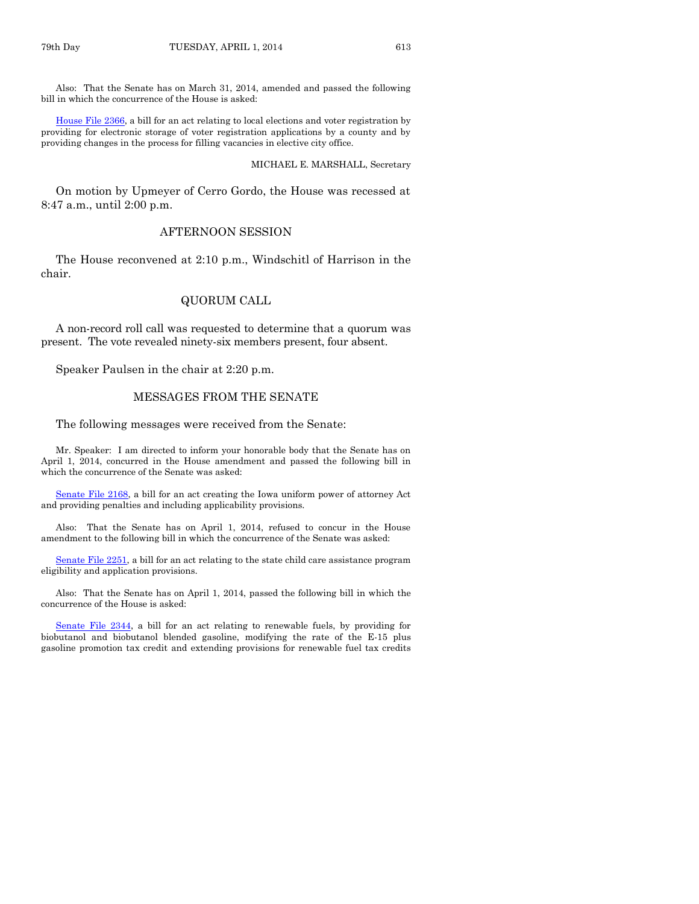Also: That the Senate has on March 31, 2014, amended and passed the following bill in which the concurrence of the House is asked:

House File 2366, a bill for an act relating to local elections and voter registration by providing for electronic storage of voter registration applications by a county and by providing changes in the process for filling vacancies in elective city office.

MICHAEL E. MARSHALL, Secretary

On motion by Upmeyer of Cerro Gordo, the House was recessed at 8:47 a.m., until 2:00 p.m.

## AFTERNOON SESSION

The House reconvened at 2:10 p.m., Windschitl of Harrison in the chair.

## QUORUM CALL

A non-record roll call was requested to determine that a quorum was present. The vote revealed ninety-six members present, four absent.

Speaker Paulsen in the chair at 2:20 p.m.

## MESSAGES FROM THE SENATE

The following messages were received from the Senate:

Mr. Speaker: I am directed to inform your honorable body that the Senate has on April 1, 2014, concurred in the House amendment and passed the following bill in which the concurrence of the Senate was asked:

Senate File 2168, a bill for an act creating the Iowa uniform power of attorney Act and providing penalties and including applicability provisions.

Also: That the Senate has on April 1, 2014, refused to concur in the House amendment to the following bill in which the concurrence of the Senate was asked:

Senate File 2251, a bill for an act relating to the state child care assistance program eligibility and application provisions.

Also: That the Senate has on April 1, 2014, passed the following bill in which the concurrence of the House is asked:

Senate File 2344, a bill for an act relating to renewable fuels, by providing for biobutanol and biobutanol blended gasoline, modifying the rate of the E-15 plus gasoline promotion tax credit and extending provisions for renewable fuel tax credits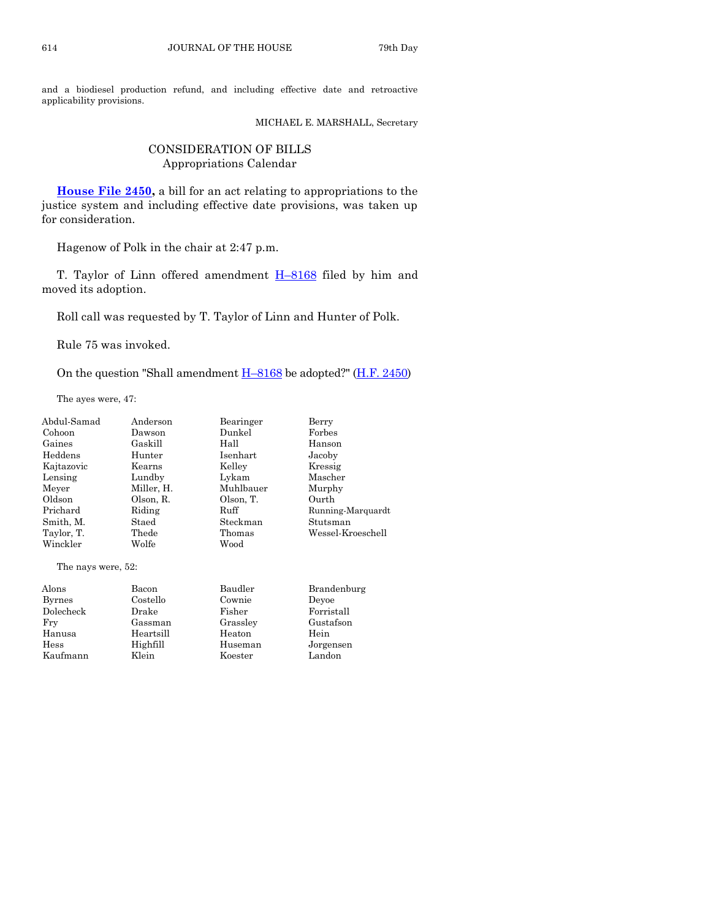and a biodiesel production refund, and including effective date and retroactive applicability provisions.

MICHAEL E. MARSHALL, Secretary

## CONSIDERATION OF BILLS
### Appropriations Calendar

**House File 2450,** a bill for an act relating to appropriations to the justice system and including effective date provisions, was taken up for consideration.

Hagenow of Polk in the chair at 2:47 p.m.

T. Taylor of Linn offered amendment H–8168 filed by him and moved its adoption.

Roll call was requested by T. Taylor of Linn and Hunter of Polk.

Rule 75 was invoked.

On the question "Shall amendment H–8168 be adopted?" (H.F. 2450)

The ayes were, 47:

| | | | |
|---|---|---|---|
| Abdul-Samad | Anderson | Bearinger | Berry |
| Cohoon | Dawson | Dunkel | Forbes |
| Gaines | Gaskill | Hall | Hanson |
| Heddens | Hunter | Isenhart | Jacoby |
| Kajtazovic | Kearns | Kelley | Kressig |
| Lensing | Lundby | Lykam | Mascher |
| Meyer | Miller, H. | Muhlbauer | Murphy |
| Oldson | Olson, R. | Olson, T. | Ourth |
| Prichard | Riding | Ruff | Running-Marquardt |
| Smith, M. | Staed | Steckman | Stutsman |
| Taylor, T. | Thede | Thomas | Wessel-Kroeschell |
| Winckler | Wolfe | Wood | |

The nays were, 52:

| | | | |
|---|---|---|---|
| Alons | Bacon | Baudler | Brandenburg |
| Byrnes | Costello | Cownie | Deyoe |
| Dolecheck | Drake | Fisher | Forristall |
| Fry | Gassman | Grassley | Gustafson |
| Hanusa | Heartsill | Heaton | Hein |
| Hess | Highfill | Huseman | Jorgensen |
| Kaufmann | Klein | Koester | Landon |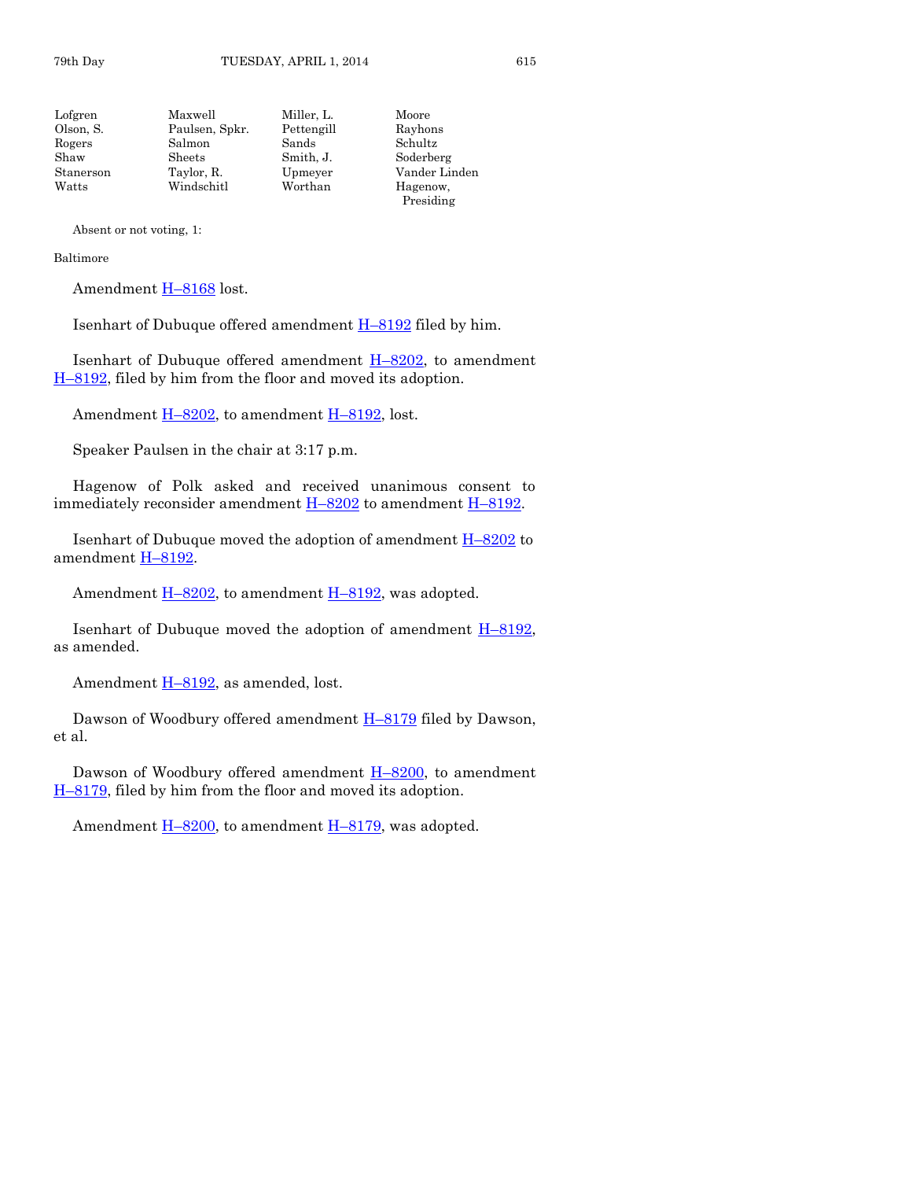| | | | |
|---|---|---|---|
| Lofgren | Maxwell | Miller, L. | Moore |
| Olson, S. | Paulsen, Spkr. | Pettengill | Rayhons |
| Rogers | Salmon | Sands | Schultz |
| Shaw | Sheets | Smith, J. | Soderberg |
| Stanerson | Taylor, R. | Upmeyer | Vander Linden |
| Watts | Windschitl | Worthan | Hagenow, Presiding |

Absent or not voting, 1:

Baltimore

Amendment H–8168 lost.

Isenhart of Dubuque offered amendment H–8192 filed by him.

Isenhart of Dubuque offered amendment H–8202, to amendment H–8192, filed by him from the floor and moved its adoption.

Amendment H–8202, to amendment H–8192, lost.

Speaker Paulsen in the chair at 3:17 p.m.

Hagenow of Polk asked and received unanimous consent to immediately reconsider amendment H–8202 to amendment H–8192.

Isenhart of Dubuque moved the adoption of amendment H–8202 to amendment H–8192.

Amendment H–8202, to amendment H–8192, was adopted.

Isenhart of Dubuque moved the adoption of amendment H–8192, as amended.

Amendment H–8192, as amended, lost.

Dawson of Woodbury offered amendment H–8179 filed by Dawson, et al.

Dawson of Woodbury offered amendment H–8200, to amendment H–8179, filed by him from the floor and moved its adoption.

Amendment H–8200, to amendment H–8179, was adopted.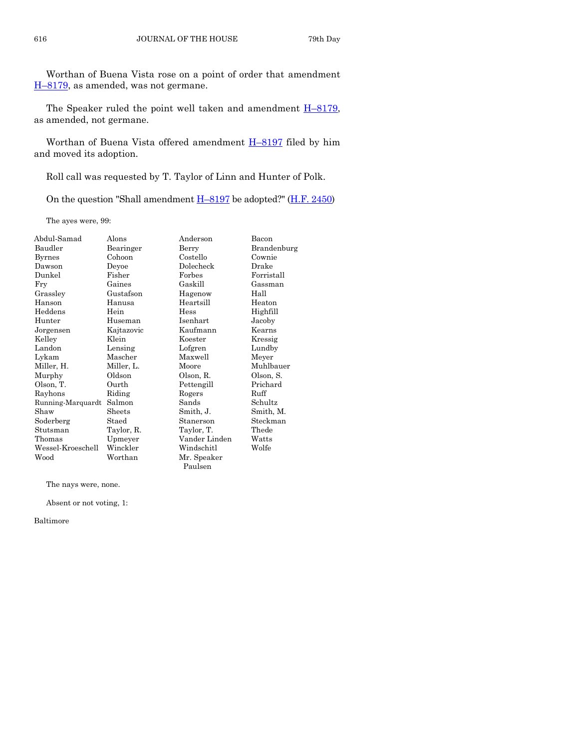Worthan of Buena Vista rose on a point of order that amendment H–8179, as amended, was not germane.

The Speaker ruled the point well taken and amendment H–8179, as amended, not germane.

Worthan of Buena Vista offered amendment H–8197 filed by him and moved its adoption.

Roll call was requested by T. Taylor of Linn and Hunter of Polk.

On the question "Shall amendment H–8197 be adopted?" (H.F. 2450)

The ayes were, 99:

| | | | |
|---|---|---|---|
| Abdul-Samad | Alons | Anderson | Bacon |
| Baudler | Bearinger | Berry | Brandenburg |
| Byrnes | Cohoon | Costello | Cownie |
| Dawson | Deyoe | Dolecheck | Drake |
| Dunkel | Fisher | Forbes | Forristall |
| Fry | Gaines | Gaskill | Gassman |
| Grassley | Gustafson | Hagenow | Hall |
| Hanson | Hanusa | Heartsill | Heaton |
| Heddens | Hein | Hess | Highfill |
| Hunter | Huseman | Isenhart | Jacoby |
| Jorgensen | Kajtazovic | Kaufmann | Kearns |
| Kelley | Klein | Koester | Kressig |
| Landon | Lensing | Lofgren | Lundby |
| Lykam | Mascher | Maxwell | Meyer |
| Miller, H. | Miller, L. | Moore | Muhlbauer |
| Murphy | Oldson | Olson, R. | Olson, S. |
| Olson, T. | Ourth | Pettengill | Prichard |
| Rayhons | Riding | Rogers | Ruff |
| Running-Marquardt | Salmon | Sands | Schultz |
| Shaw | Sheets | Smith, J. | Smith, M. |
| Soderberg | Staed | Stanerson | Steckman |
| Stutsman | Taylor, R. | Taylor, T. | Thede |
| Thomas | Upmeyer | Vander Linden | Watts |
| Wessel-Kroeschell | Winckler | Windschitl | Wolfe |
| Wood | Worthan | Mr. Speaker Paulsen | |

The nays were, none.

Absent or not voting, 1:

Baltimore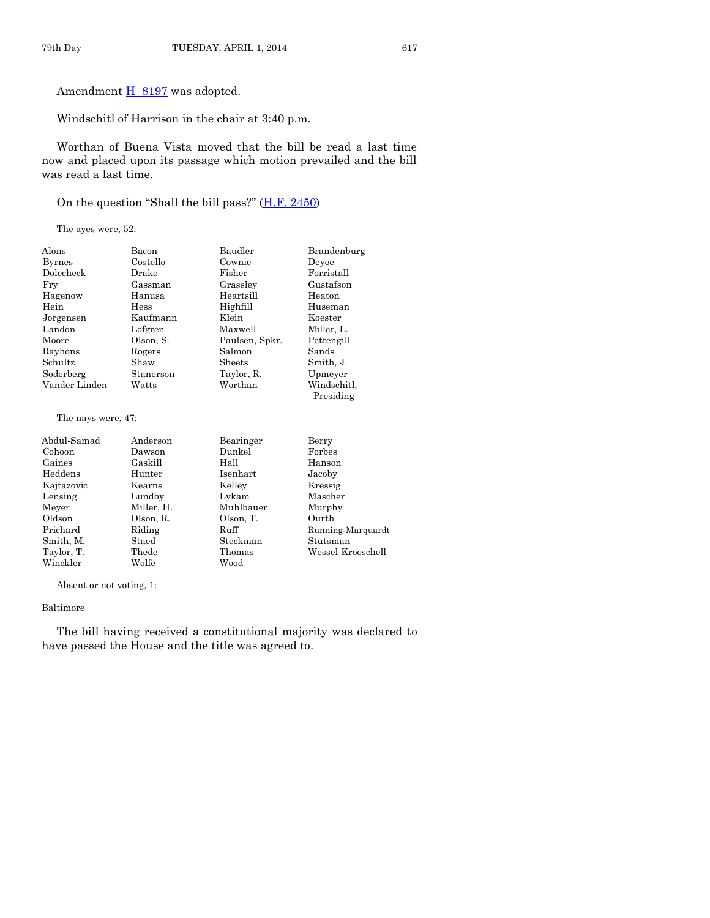Amendment H–8197 was adopted.

Windschitl of Harrison in the chair at 3:40 p.m.

Worthan of Buena Vista moved that the bill be read a last time now and placed upon its passage which motion prevailed and the bill was read a last time.

On the question "Shall the bill pass?" (H.F. 2450)

The ayes were, 52:

| | | | |
|---|---|---|---|
| Alons | Bacon | Baudler | Brandenburg |
| Byrnes | Costello | Cownie | Deyoe |
| Dolecheck | Drake | Fisher | Forristall |
| Fry | Gassman | Grassley | Gustafson |
| Hagenow | Hanusa | Heartsill | Heaton |
| Hein | Hess | Highfill | Huseman |
| Jorgensen | Kaufmann | Klein | Koester |
| Landon | Lofgren | Maxwell | Miller, L. |
| Moore | Olson, S. | Paulsen, Spkr. | Pettengill |
| Rayhons | Rogers | Salmon | Sands |
| Schultz | Shaw | Sheets | Smith, J. |
| Soderberg | Stanerson | Taylor, R. | Upmeyer |
| Vander Linden | Watts | Worthan | Windschitl, Presiding |

The nays were, 47:

| | | | |
|---|---|---|---|
| Abdul-Samad | Anderson | Bearinger | Berry |
| Cohoon | Dawson | Dunkel | Forbes |
| Gaines | Gaskill | Hall | Hanson |
| Heddens | Hunter | Isenhart | Jacoby |
| Kajtazovic | Kearns | Kelley | Kressig |
| Lensing | Lundby | Lykam | Mascher |
| Meyer | Miller, H. | Muhlbauer | Murphy |
| Oldson | Olson, R. | Olson, T. | Ourth |
| Prichard | Riding | Ruff | Running-Marquardt |
| Smith, M. | Staed | Steckman | Stutsman |
| Taylor, T. | Thede | Thomas | Wessel-Kroeschell |
| Winckler | Wolfe | Wood | |

Absent or not voting, 1:

Baltimore

The bill having received a constitutional majority was declared to have passed the House and the title was agreed to.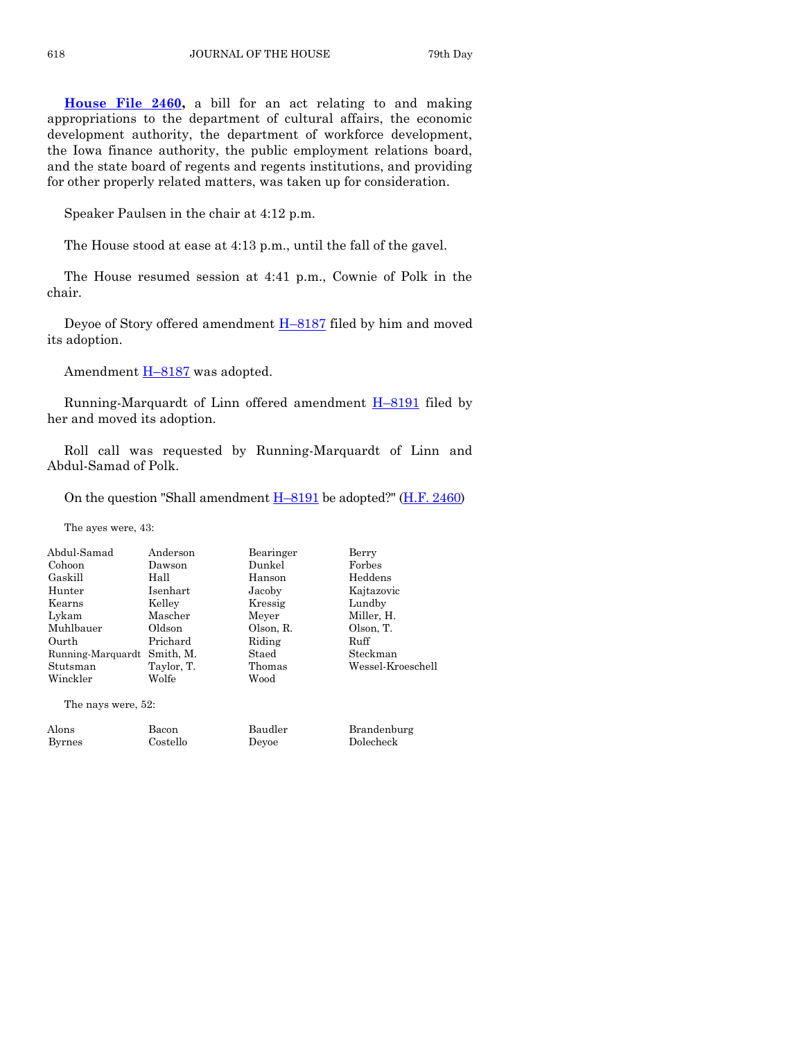**House File 2460,** a bill for an act relating to and making appropriations to the department of cultural affairs, the economic development authority, the department of workforce development, the Iowa finance authority, the public employment relations board, and the state board of regents and regents institutions, and providing for other properly related matters, was taken up for consideration.

Speaker Paulsen in the chair at 4:12 p.m.

The House stood at ease at 4:13 p.m., until the fall of the gavel.

The House resumed session at 4:41 p.m., Cownie of Polk in the chair.

Deyoe of Story offered amendment H–8187 filed by him and moved its adoption.

Amendment H–8187 was adopted.

Running-Marquardt of Linn offered amendment H–8191 filed by her and moved its adoption.

Roll call was requested by Running-Marquardt of Linn and Abdul-Samad of Polk.

On the question "Shall amendment H–8191 be adopted?" (H.F. 2460)

The ayes were, 43:

| | | | |
|---|---|---|---|
| Abdul-Samad | Anderson | Bearinger | Berry |
| Cohoon | Dawson | Dunkel | Forbes |
| Gaskill | Hall | Hanson | Heddens |
| Hunter | Isenhart | Jacoby | Kajtazovic |
| Kearns | Kelley | Kressig | Lundby |
| Lykam | Mascher | Meyer | Miller, H. |
| Muhlbauer | Oldson | Olson, R. | Olson, T. |
| Ourth | Prichard | Riding | Ruff |
| Running-Marquardt | Smith, M. | Staed | Steckman |
| Stutsman | Taylor, T. | Thomas | Wessel-Kroeschell |
| Winckler | Wolfe | Wood | |

The nays were, 52:

| | | | |
|---|---|---|---|
| Alons | Bacon | Baudler | Brandenburg |
| Byrnes | Costello | Deyoe | Dolecheck |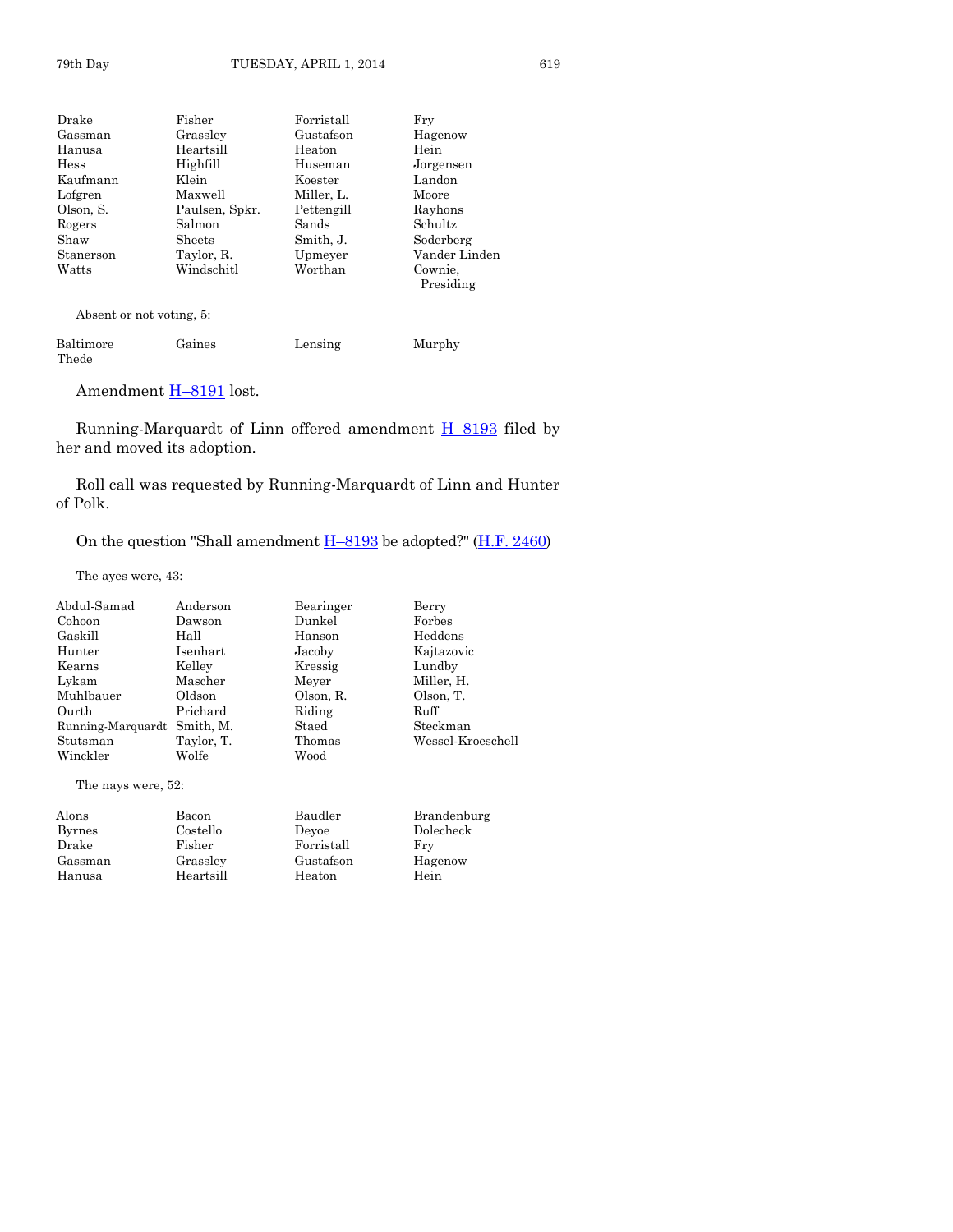| | | | |
|---|---|---|---|
| Drake | Fisher | Forristall | Fry |
| Gassman | Grassley | Gustafson | Hagenow |
| Hanusa | Heartsill | Heaton | Hein |
| Hess | Highfill | Huseman | Jorgensen |
| Kaufmann | Klein | Koester | Landon |
| Lofgren | Maxwell | Miller, L. | Moore |
| Olson, S. | Paulsen, Spkr. | Pettengill | Rayhons |
| Rogers | Salmon | Sands | Schultz |
| Shaw | Sheets | Smith, J. | Soderberg |
| Stanerson | Taylor, R. | Upmeyer | Vander Linden |
| Watts | Windschitl | Worthan | Cownie, Presiding |

Absent or not voting, 5:

| | | | |
|---|---|---|---|
| Baltimore | Gaines | Lensing | Murphy |
| Thede | | | |

Amendment H–8191 lost.

Running-Marquardt of Linn offered amendment H–8193 filed by her and moved its adoption.

Roll call was requested by Running-Marquardt of Linn and Hunter of Polk.

On the question "Shall amendment H–8193 be adopted?" (H.F. 2460)

The ayes were, 43:

| | | | |
|---|---|---|---|
| Abdul-Samad | Anderson | Bearinger | Berry |
| Cohoon | Dawson | Dunkel | Forbes |
| Gaskill | Hall | Hanson | Heddens |
| Hunter | Isenhart | Jacoby | Kajtazovic |
| Kearns | Kelley | Kressig | Lundby |
| Lykam | Mascher | Meyer | Miller, H. |
| Muhlbauer | Oldson | Olson, R. | Olson, T. |
| Ourth | Prichard | Riding | Ruff |
| Running-Marquardt | Smith, M. | Staed | Steckman |
| Stutsman | Taylor, T. | Thomas | Wessel-Kroeschell |
| Winckler | Wolfe | Wood | |

The nays were, 52:

| | | | |
|---|---|---|---|
| Alons | Bacon | Baudler | Brandenburg |
| Byrnes | Costello | Deyoe | Dolecheck |
| Drake | Fisher | Forristall | Fry |
| Gassman | Grassley | Gustafson | Hagenow |
| Hanusa | Heartsill | Heaton | Hein |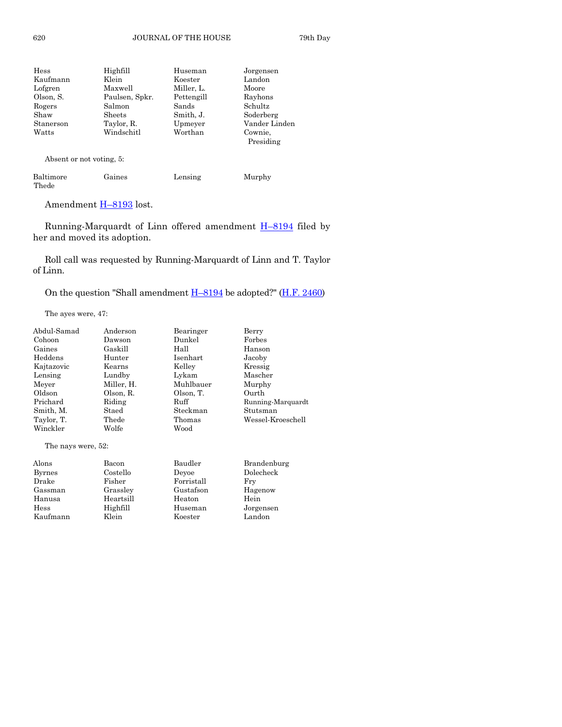| | | | |
|---|---|---|---|
| Hess | Highfill | Huseman | Jorgensen |
| Kaufmann | Klein | Koester | Landon |
| Lofgren | Maxwell | Miller, L. | Moore |
| Olson, S. | Paulsen, Spkr. | Pettengill | Rayhons |
| Rogers | Salmon | Sands | Schultz |
| Shaw | Sheets | Smith, J. | Soderberg |
| Staneron | Taylor, R. | Upmeyer | Vander Linden |
| Watts | Windschitl | Worthan | Cownie, Presiding |

Absent or not voting, 5:

| | | | |
|---|---|---|---|
| Baltimore | Gaines | Lensing | Murphy |
| Thede | | | |

Amendment H–8193 lost.

Running-Marquardt of Linn offered amendment H–8194 filed by her and moved its adoption.

Roll call was requested by Running-Marquardt of Linn and T. Taylor of Linn.

On the question "Shall amendment H–8194 be adopted?" (H.F. 2460)

The ayes were, 47:

| | | | |
|---|---|---|---|
| Abdul-Samad | Anderson | Bearinger | Berry |
| Cohoon | Dawson | Dunkel | Forbes |
| Gaines | Gaskill | Hall | Hanson |
| Heddens | Hunter | Isenhart | Jacoby |
| Kajtazovic | Kearns | Kelley | Kressig |
| Lensing | Lundby | Lykam | Mascher |
| Meyer | Miller, H. | Muhlbauer | Murphy |
| Oldson | Olson, R. | Olson, T. | Ourth |
| Prichard | Riding | Ruff | Running-Marquardt |
| Smith, M. | Staed | Steckman | Stutsman |
| Taylor, T. | Thede | Thomas | Wessel-Kroeschell |
| Winckler | Wolfe | Wood | |

The nays were, 52:

| | | | |
|---|---|---|---|
| Alons | Bacon | Baudler | Brandenburg |
| Byrnes | Costello | Deyoe | Dolecheck |
| Drake | Fisher | Forristall | Fry |
| Gassman | Grassley | Gustafson | Hagenow |
| Hanusa | Heartsill | Heaton | Hein |
| Hess | Highfill | Huseman | Jorgensen |
| Kaufmann | Klein | Koester | Landon |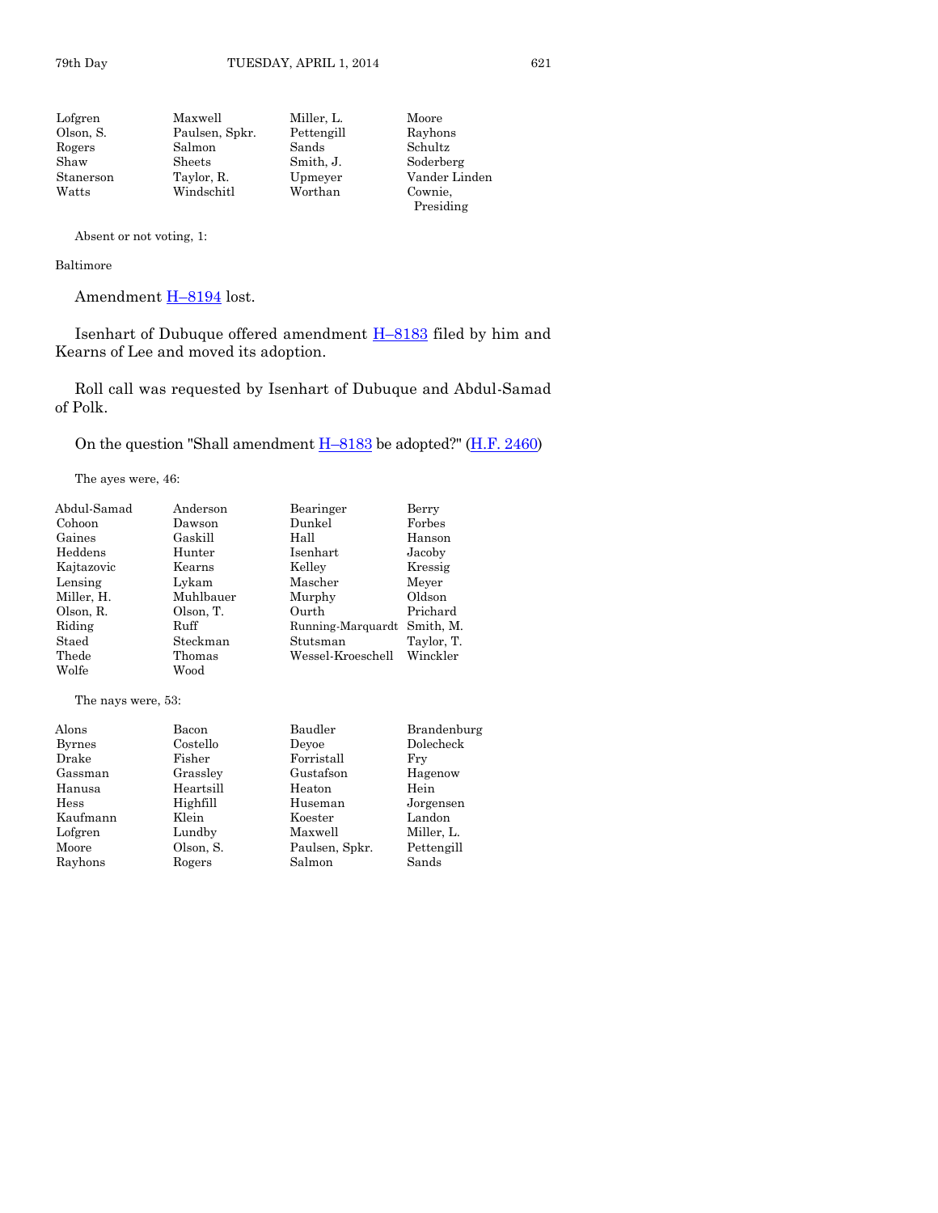| | | | |
|---|---|---|---|
| Lofgren | Maxwell | Miller, L. | Moore |
| Olson, S. | Paulsen, Spkr. | Pettengill | Rayhons |
| Rogers | Salmon | Sands | Schultz |
| Shaw | Sheets | Smith, J. | Soderberg |
| Stanerson | Taylor, R. | Upmeyer | Vander Linden |
| Watts | Windschitl | Worthan | Cownie, Presiding |

Absent or not voting, 1:

Baltimore

Amendment H–8194 lost.

Isenhart of Dubuque offered amendment H–8183 filed by him and Kearns of Lee and moved its adoption.

Roll call was requested by Isenhart of Dubuque and Abdul-Samad of Polk.

On the question "Shall amendment H–8183 be adopted?" (H.F. 2460)

The ayes were, 46:

| | | | |
|---|---|---|---|
| Abdul-Samad | Anderson | Bearinger | Berry |
| Cohoon | Dawson | Dunkel | Forbes |
| Gaines | Gaskill | Hall | Hanson |
| Heddens | Hunter | Isenhart | Jacoby |
| Kajtazovic | Kearns | Kelley | Kressig |
| Lensing | Lykam | Mascher | Meyer |
| Miller, H. | Muhlbauer | Murphy | Oldson |
| Olson, R. | Olson, T. | Ourth | Prichard |
| Riding | Ruff | Running-Marquardt | Smith, M. |
| Staed | Steckman | Stutsman | Taylor, T. |
| Thede | Thomas | Wessel-Kroeschell | Winckler |
| Wolfe | Wood | | |

The nays were, 53:

| | | | |
|---|---|---|---|
| Alons | Bacon | Baudler | Brandenburg |
| Byrnes | Costello | Deyoe | Dolecheck |
| Drake | Fisher | Forristall | Fry |
| Gassman | Grassley | Gustafson | Hagenow |
| Hanusa | Heartsill | Heaton | Hein |
| Hess | Highfill | Huseman | Jorgensen |
| Kaufmann | Klein | Koester | Landon |
| Lofgren | Lundby | Maxwell | Miller, L. |
| Moore | Olson, S. | Paulsen, Spkr. | Pettengill |
| Rayhons | Rogers | Salmon | Sands |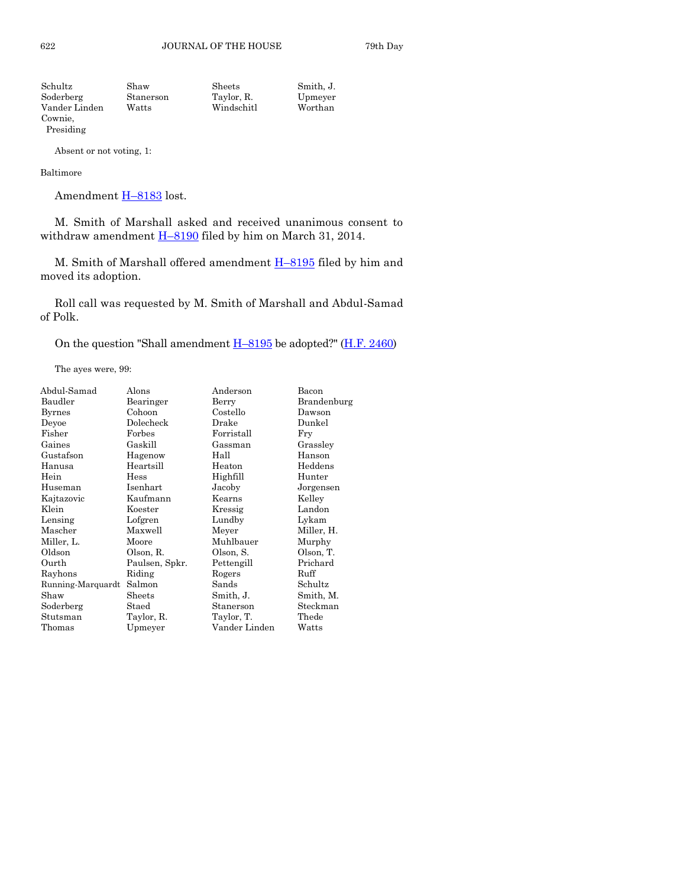| | | | |
|---|---|---|---|
| Schultz | Shaw | Sheets | Smith, J. |
| Soderberg | Stanerson | Taylor, R. | Upmeyer |
| Vander Linden | Watts | Windschitl | Worthan |
| Cownie, Presiding | | | |

Absent or not voting, 1:

Baltimore

Amendment H–8183 lost.

M. Smith of Marshall asked and received unanimous consent to withdraw amendment H–8190 filed by him on March 31, 2014.

M. Smith of Marshall offered amendment H–8195 filed by him and moved its adoption.

Roll call was requested by M. Smith of Marshall and Abdul-Samad of Polk.

On the question "Shall amendment H–8195 be adopted?" (H.F. 2460)

The ayes were, 99:

| | | | |
|---|---|---|---|
| Abdul-Samad | Alons | Anderson | Bacon |
| Baudler | Bearinger | Berry | Brandenburg |
| Byrnes | Cohoon | Costello | Dawson |
| Deyoe | Dolecheck | Drake | Dunkel |
| Fisher | Forbes | Forristall | Fry |
| Gaines | Gaskill | Gassman | Grassley |
| Gustafson | Hagenow | Hall | Hanson |
| Hanusa | Heartsill | Heaton | Heddens |
| Hein | Hess | Highfill | Hunter |
| Huseman | Isenhart | Jacoby | Jorgensen |
| Kajtazovic | Kaufmann | Kearns | Kelley |
| Klein | Koester | Kressig | Landon |
| Lensing | Lofgren | Lundby | Lykam |
| Mascher | Maxwell | Meyer | Miller, H. |
| Miller, L. | Moore | Muhlbauer | Murphy |
| Oldson | Olson, R. | Olson, S. | Olson, T. |
| Ourth | Paulsen, Spkr. | Pettengill | Prichard |
| Rayhons | Riding | Rogers | Ruff |
| Running-Marquardt | Salmon | Sands | Schultz |
| Shaw | Sheets | Smith, J. | Smith, M. |
| Soderberg | Staed | Stanerson | Steckman |
| Stutsman | Taylor, R. | Taylor, T. | Thede |
| Thomas | Upmeyer | Vander Linden | Watts |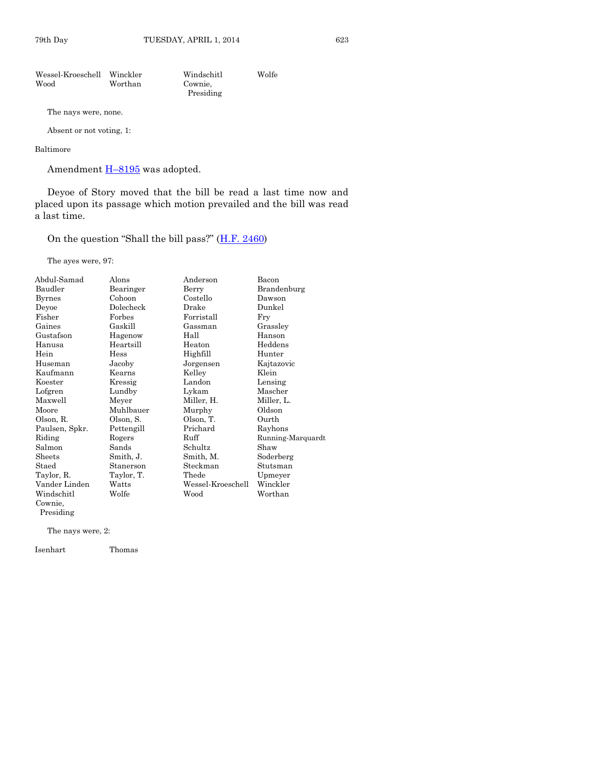| | | | |
|---|---|---|---|
| Wessel-Kroeschell | Winckler | Windschitl | Wolfe |
| Wood | Worthan | Cownie, Presiding | |

The nays were, none.

Absent or not voting, 1:

Baltimore

Amendment H–8195 was adopted.

Deyoe of Story moved that the bill be read a last time now and placed upon its passage which motion prevailed and the bill was read a last time.

On the question "Shall the bill pass?" (H.F. 2460)

The ayes were, 97:

| | | | |
|---|---|---|---|
| Abdul-Samad | Alons | Anderson | Bacon |
| Baudler | Bearinger | Berry | Brandenburg |
| Byrnes | Cohoon | Costello | Dawson |
| Deyoe | Dolecheck | Drake | Dunkel |
| Fisher | Forbes | Forristall | Fry |
| Gaines | Gaskill | Gassman | Grassley |
| Gustafson | Hagenow | Hall | Hanson |
| Hanusa | Heartsill | Heaton | Heddens |
| Hein | Hess | Highfill | Hunter |
| Huseman | Jacoby | Jorgensen | Kajtazovic |
| Kaufmann | Kearns | Kelley | Klein |
| Koester | Kressig | Landon | Lensing |
| Lofgren | Lundby | Lykam | Mascher |
| Maxwell | Meyer | Miller, H. | Miller, L. |
| Moore | Muhlbauer | Murphy | Oldson |
| Olson, R. | Olson, S. | Olson, T. | Ourth |
| Paulsen, Spkr. | Pettengill | Prichard | Rayhons |
| Riding | Rogers | Ruff | Running-Marquardt |
| Salmon | Sands | Schultz | Shaw |
| Sheets | Smith, J. | Smith, M. | Soderberg |
| Staed | Stanerson | Steckman | Stutsman |
| Taylor, R. | Taylor, T. | Thede | Upmeyer |
| Vander Linden | Watts | Wessel-Kroeschell | Winckler |
| Windschitl | Wolfe | Wood | Worthan |
| Cownie, Presiding | | | |

The nays were, 2:

| | |
|---|---|
| Isenhart | Thomas |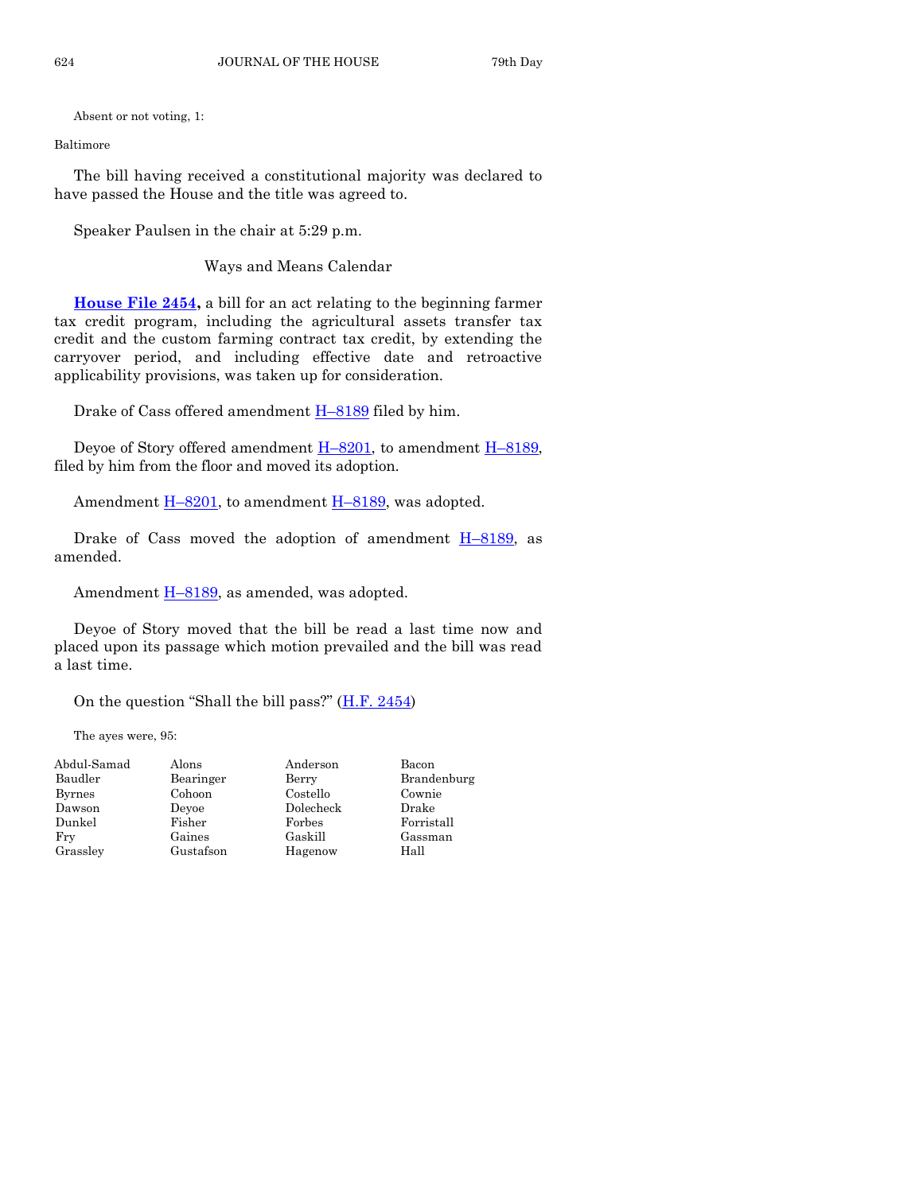Absent or not voting, 1:

Baltimore

The bill having received a constitutional majority was declared to have passed the House and the title was agreed to.

Speaker Paulsen in the chair at 5:29 p.m.

Ways and Means Calendar

**House File 2454,** a bill for an act relating to the beginning farmer tax credit program, including the agricultural assets transfer tax credit and the custom farming contract tax credit, by extending the carryover period, and including effective date and retroactive applicability provisions, was taken up for consideration.

Drake of Cass offered amendment H–8189 filed by him.

Deyoe of Story offered amendment H–8201, to amendment H–8189, filed by him from the floor and moved its adoption.

Amendment H–8201, to amendment H–8189, was adopted.

Drake of Cass moved the adoption of amendment H–8189, as amended.

Amendment H–8189, as amended, was adopted.

Deyoe of Story moved that the bill be read a last time now and placed upon its passage which motion prevailed and the bill was read a last time.

On the question "Shall the bill pass?" (H.F. 2454)

The ayes were, 95:

| | | | |
|---|---|---|---|
| Abdul-Samad | Alons | Anderson | Bacon |
| Baudler | Bearinger | Berry | Brandenburg |
| Byrnes | Cohoon | Costello | Cownie |
| Dawson | Deyoe | Dolecheck | Drake |
| Dunkel | Fisher | Forbes | Forristall |
| Fry | Gaines | Gaskill | Gassman |
| Grassley | Gustafson | Hagenow | Hall |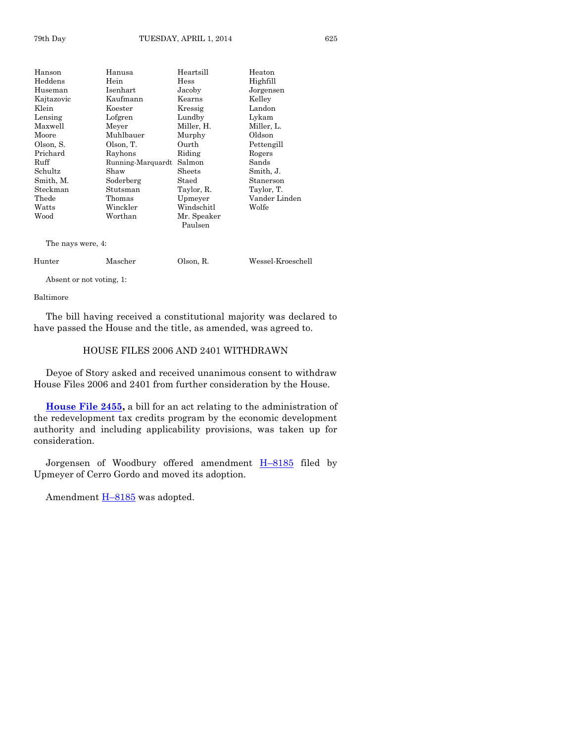| | | | |
|---|---|---|---|
| Hanson | Hanusa | Heartsill | Heaton |
| Heddens | Hein | Hess | Highfill |
| Huseman | Isenhart | Jacoby | Jorgensen |
| Kajtazovic | Kaufmann | Kearns | Kelley |
| Klein | Koester | Kressig | Landon |
| Lensing | Lofgren | Lundby | Lykam |
| Maxwell | Meyer | Miller, H. | Miller, L. |
| Moore | Muhlbauer | Murphy | Oldson |
| Olson, S. | Olson, T. | Ourth | Pettengill |
| Prichard | Rayhons | Riding | Rogers |
| Ruff | Running-Marquardt | Salmon | Sands |
| Schultz | Shaw | Sheets | Smith, J. |
| Smith, M. | Soderberg | Staed | Stanerson |
| Steckman | Stutsman | Taylor, R. | Taylor, T. |
| Thede | Thomas | Upmeyer | Vander Linden |
| Watts | Winckler | Windschitl | Wolfe |
| Wood | Worthan | Mr. Speaker Paulsen | |

The nays were, 4:

| | | | |
|---|---|---|---|
| Hunter | Mascher | Olson, R. | Wessel-Kroeschell |

Absent or not voting, 1:

Baltimore

The bill having received a constitutional majority was declared to have passed the House and the title, as amended, was agreed to.

## HOUSE FILES 2006 AND 2401 WITHDRAWN

Deyoe of Story asked and received unanimous consent to withdraw House Files 2006 and 2401 from further consideration by the House.

**House File 2455,** a bill for an act relating to the administration of the redevelopment tax credits program by the economic development authority and including applicability provisions, was taken up for consideration.

Jorgensen of Woodbury offered amendment H–8185 filed by Upmeyer of Cerro Gordo and moved its adoption.

Amendment H–8185 was adopted.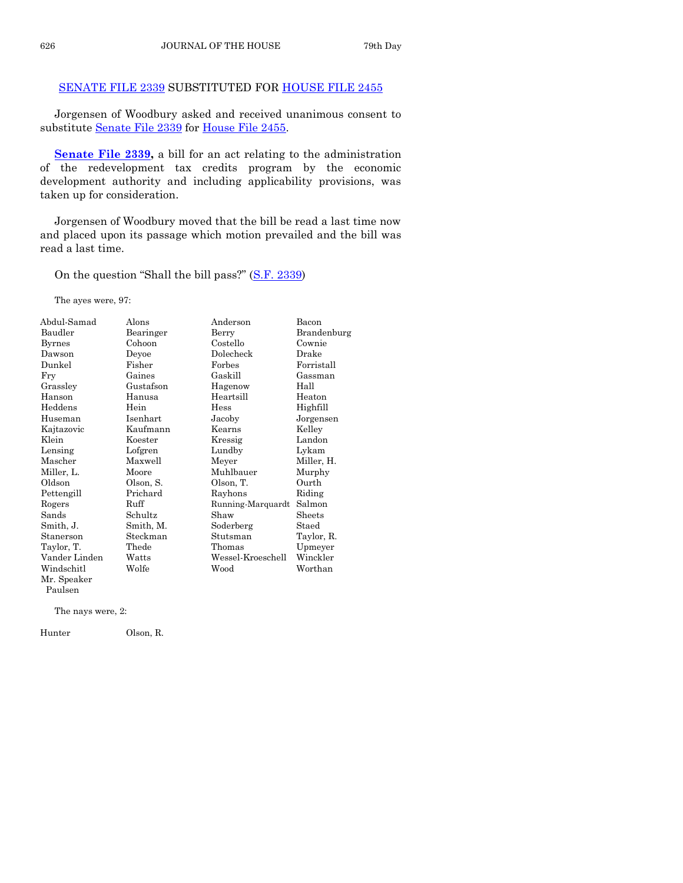SENATE FILE 2339 SUBSTITUTED FOR HOUSE FILE 2455

Jorgensen of Woodbury asked and received unanimous consent to substitute Senate File 2339 for House File 2455.

**Senate File 2339,** a bill for an act relating to the administration of the redevelopment tax credits program by the economic development authority and including applicability provisions, was taken up for consideration.

Jorgensen of Woodbury moved that the bill be read a last time now and placed upon its passage which motion prevailed and the bill was read a last time.

On the question "Shall the bill pass?" (S.F. 2339)

The ayes were, 97:

| | | | |
|---|---|---|---|
| Abdul-Samad | Alons | Anderson | Bacon |
| Baudler | Bearinger | Berry | Brandenburg |
| Byrnes | Cohoon | Costello | Cownie |
| Dawson | Deyoe | Dolecheck | Drake |
| Dunkel | Fisher | Forbes | Forristall |
| Fry | Gaines | Gaskill | Gassman |
| Grassley | Gustafson | Hagenow | Hall |
| Hanson | Hanusa | Heartsill | Heaton |
| Heddens | Hein | Hess | Highfill |
| Huseman | Isenhart | Jacoby | Jorgensen |
| Kajtazovic | Kaufmann | Kearns | Kelley |
| Klein | Koester | Kressig | Landon |
| Lensing | Lofgren | Lundby | Lykam |
| Mascher | Maxwell | Meyer | Miller, H. |
| Miller, L. | Moore | Muhlbauer | Murphy |
| Oldson | Olson, S. | Olson, T. | Ourth |
| Pettengill | Prichard | Rayhons | Riding |
| Rogers | Ruff | Running-Marquardt | Salmon |
| Sands | Schultz | Shaw | Sheets |
| Smith, J. | Smith, M. | Soderberg | Staed |
| Stanerson | Steckman | Stutsman | Taylor, R. |
| Taylor, T. | Thede | Thomas | Upmeyer |
| Vander Linden | Watts | Wessel-Kroeschell | Winckler |
| Windschitl | Wolfe | Wood | Worthan |
| Mr. Speaker Paulsen | | | |

The nays were, 2:

| | |
|---|---|
| Hunter | Olson, R. |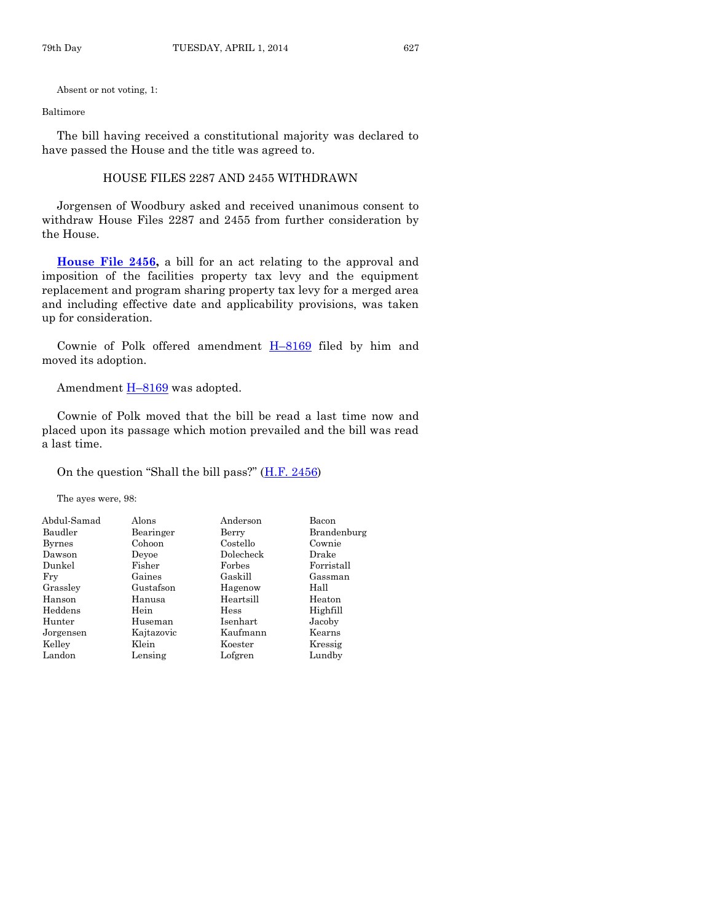Absent or not voting, 1:

Baltimore

The bill having received a constitutional majority was declared to have passed the House and the title was agreed to.

HOUSE FILES 2287 AND 2455 WITHDRAWN

Jorgensen of Woodbury asked and received unanimous consent to withdraw House Files 2287 and 2455 from further consideration by the House.

**House File 2456,** a bill for an act relating to the approval and imposition of the facilities property tax levy and the equipment replacement and program sharing property tax levy for a merged area and including effective date and applicability provisions, was taken up for consideration.

Cownie of Polk offered amendment H–8169 filed by him and moved its adoption.

Amendment H–8169 was adopted.

Cownie of Polk moved that the bill be read a last time now and placed upon its passage which motion prevailed and the bill was read a last time.

On the question "Shall the bill pass?" (H.F. 2456)

The ayes were, 98:

| | | | |
|---|---|---|---|
| Abdul-Samad | Alons | Anderson | Bacon |
| Baudler | Bearinger | Berry | Brandenburg |
| Byrnes | Cohoon | Costello | Cownie |
| Dawson | Deyoe | Dolecheck | Drake |
| Dunkel | Fisher | Forbes | Forristall |
| Fry | Gaines | Gaskill | Gassman |
| Grassley | Gustafson | Hagenow | Hall |
| Hanson | Hanusa | Heartsill | Heaton |
| Heddens | Hein | Hess | Highfill |
| Hunter | Huseman | Isenhart | Jacoby |
| Jorgensen | Kajtazovic | Kaufmann | Kearns |
| Kelley | Klein | Koester | Kressig |
| Landon | Lensing | Lofgren | Lundby |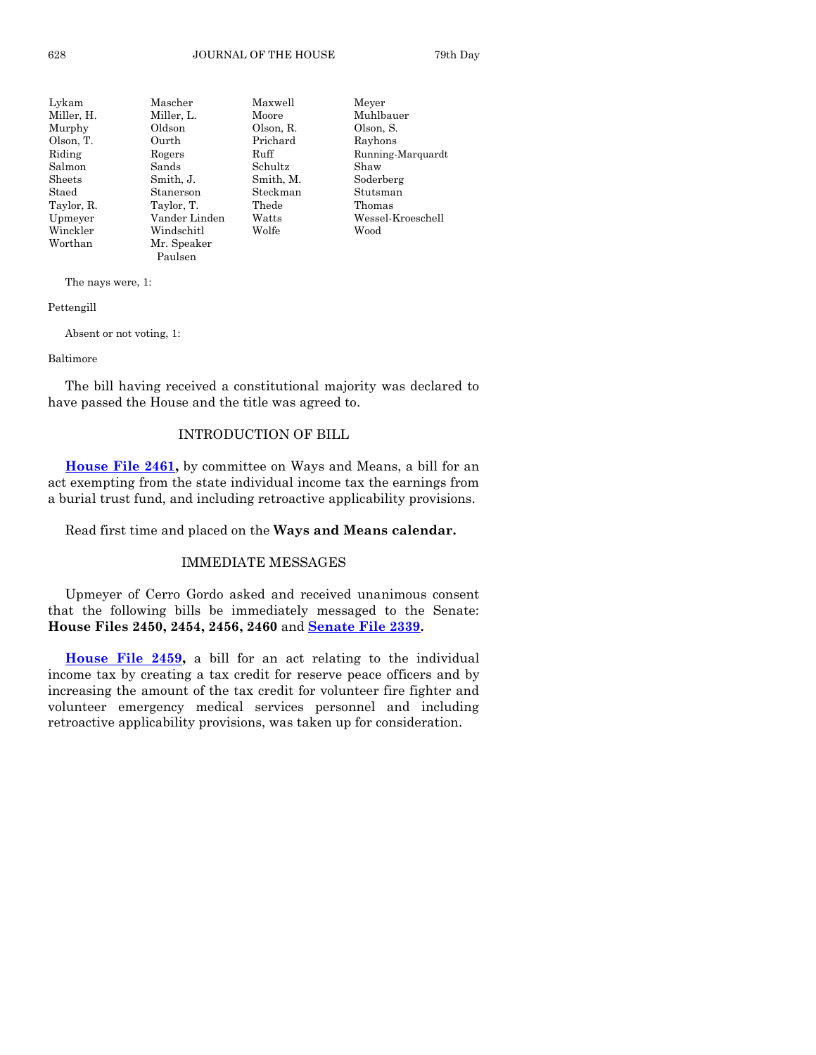| | | | |
|---|---|---|---|
| Lykam | Mascher | Maxwell | Meyer |
| Miller, H. | Miller, L. | Moore | Muhlbauer |
| Murphy | Oldson | Olson, R. | Olson, S. |
| Olson, T. | Ourth | Prichard | Rayhons |
| Riding | Rogers | Ruff | Running-Marquardt |
| Salmon | Sands | Schultz | Shaw |
| Sheets | Smith, J. | Smith, M. | Soderberg |
| Staed | Stanerson | Steckman | Stutsman |
| Taylor, R. | Taylor, T. | Thede | Thomas |
| Upmeyer | Vander Linden | Watts | Wessel-Kroeschell |
| Winckler | Windschitl | Wolfe | Wood |
| Worthan | Mr. Speaker Paulsen | | |

The nays were, 1:

Pettengill

Absent or not voting, 1:

Baltimore

The bill having received a constitutional majority was declared to have passed the House and the title was agreed to.

## INTRODUCTION OF BILL

**House File 2461,** by committee on Ways and Means, a bill for an act exempting from the state individual income tax the earnings from a burial trust fund, and including retroactive applicability provisions.

Read first time and placed on the **Ways and Means calendar.**

## IMMEDIATE MESSAGES

Upmeyer of Cerro Gordo asked and received unanimous consent that the following bills be immediately messaged to the Senate: **House Files 2450, 2454, 2456, 2460** and **Senate File 2339.**

**House File 2459,** a bill for an act relating to the individual income tax by creating a tax credit for reserve peace officers and by increasing the amount of the tax credit for volunteer fire fighter and volunteer emergency medical services personnel and including retroactive applicability provisions, was taken up for consideration.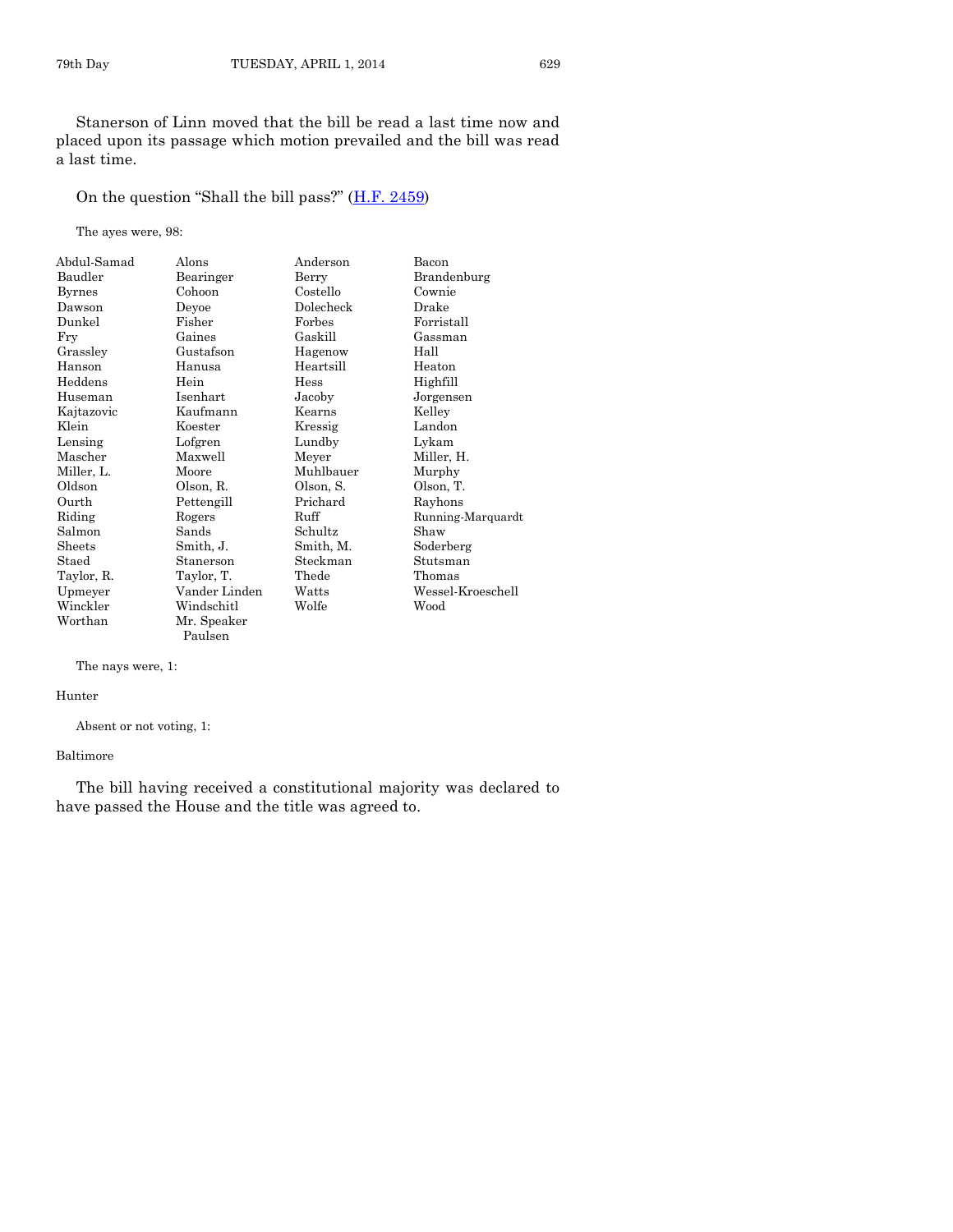Stanerson of Linn moved that the bill be read a last time now and placed upon its passage which motion prevailed and the bill was read a last time.

On the question "Shall the bill pass?" (H.F. 2459)

The ayes were, 98:

| | | | |
|---|---|---|---|
| Abdul-Samad | Alons | Anderson | Bacon |
| Baudler | Bearinger | Berry | Brandenburg |
| Byrnes | Cohoon | Costello | Cownie |
| Dawson | Deyoe | Dolecheck | Drake |
| Dunkel | Fisher | Forbes | Forristall |
| Fry | Gaines | Gaskill | Gassman |
| Grassley | Gustafson | Hagenow | Hall |
| Hanson | Hanusa | Heartsill | Heaton |
| Heddens | Hein | Hess | Highfill |
| Huseman | Isenhart | Jacoby | Jorgensen |
| Kajtazovic | Kaufmann | Kearns | Kelley |
| Klein | Koester | Kressig | Landon |
| Lensing | Lofgren | Lundby | Lykam |
| Mascher | Maxwell | Meyer | Miller, H. |
| Miller, L. | Moore | Muhlbauer | Murphy |
| Oldson | Olson, R. | Olson, S. | Olson, T. |
| Ourth | Pettengill | Prichard | Rayhons |
| Riding | Rogers | Ruff | Running-Marquardt |
| Salmon | Sands | Schultz | Shaw |
| Sheets | Smith, J. | Smith, M. | Soderberg |
| Staed | Stanerson | Steckman | Stutsman |
| Taylor, R. | Taylor, T. | Thede | Thomas |
| Upmeyer | Vander Linden | Watts | Wessel-Kroeschell |
| Winckler | Windschitl | Wolfe | Wood |
| Worthan | Mr. Speaker Paulsen | | |

The nays were, 1:

Hunter

Absent or not voting, 1:

Baltimore

The bill having received a constitutional majority was declared to have passed the House and the title was agreed to.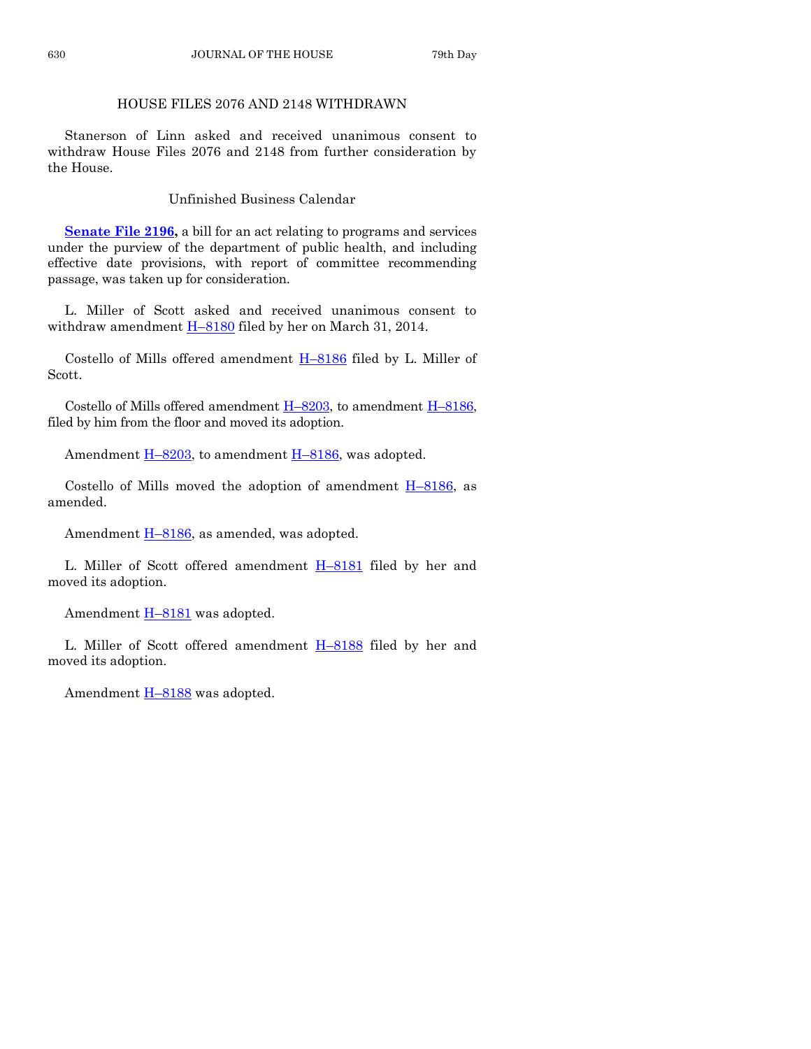## HOUSE FILES 2076 AND 2148 WITHDRAWN

Stanerson of Linn asked and received unanimous consent to withdraw House Files 2076 and 2148 from further consideration by the House.

### Unfinished Business Calendar

**Senate File 2196,** a bill for an act relating to programs and services under the purview of the department of public health, and including effective date provisions, with report of committee recommending passage, was taken up for consideration.

L. Miller of Scott asked and received unanimous consent to withdraw amendment H–8180 filed by her on March 31, 2014.

Costello of Mills offered amendment H–8186 filed by L. Miller of Scott.

Costello of Mills offered amendment H–8203, to amendment H–8186, filed by him from the floor and moved its adoption.

Amendment H–8203, to amendment H–8186, was adopted.

Costello of Mills moved the adoption of amendment H–8186, as amended.

Amendment H–8186, as amended, was adopted.

L. Miller of Scott offered amendment H–8181 filed by her and moved its adoption.

Amendment H–8181 was adopted.

L. Miller of Scott offered amendment H–8188 filed by her and moved its adoption.

Amendment H–8188 was adopted.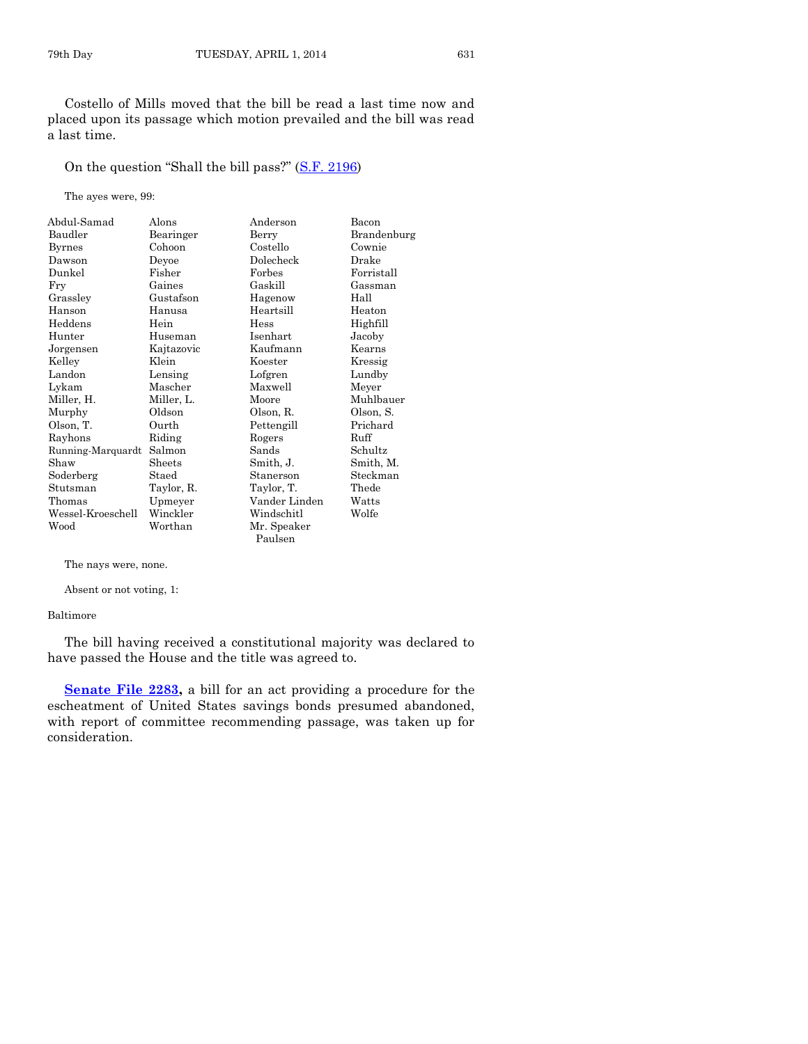Costello of Mills moved that the bill be read a last time now and placed upon its passage which motion prevailed and the bill was read a last time.

On the question "Shall the bill pass?" (S.F. 2196)

The ayes were, 99:

| | | | |
|---|---|---|---|
| Abdul-Samad | Alons | Anderson | Bacon |
| Baudler | Bearinger | Berry | Brandenburg |
| Byrnes | Cohoon | Costello | Cownie |
| Dawson | Deyoe | Dolecheck | Drake |
| Dunkel | Fisher | Forbes | Forristall |
| Fry | Gaines | Gaskill | Gassman |
| Grassley | Gustafson | Hagenow | Hall |
| Hanson | Hanusa | Heartsill | Heaton |
| Heddens | Hein | Hess | Highfill |
| Hunter | Huseman | Isenhart | Jacoby |
| Jorgensen | Kajtazovic | Kaufmann | Kearns |
| Kelley | Klein | Koester | Kressig |
| Landon | Lensing | Lofgren | Lundby |
| Lykam | Mascher | Maxwell | Meyer |
| Miller, H. | Miller, L. | Moore | Muhlbauer |
| Murphy | Oldson | Olson, R. | Olson, S. |
| Olson, T. | Ourth | Pettengill | Prichard |
| Rayhons | Riding | Rogers | Ruff |
| Running-Marquardt | Salmon | Sands | Schultz |
| Shaw | Sheets | Smith, J. | Smith, M. |
| Soderberg | Staed | Stanerson | Steckman |
| Stutsman | Taylor, R. | Taylor, T. | Thede |
| Thomas | Upmeyer | Vander Linden | Watts |
| Wessel-Kroeschell | Winckler | Windschitl | Wolfe |
| Wood | Worthan | Mr. Speaker Paulsen | |

The nays were, none.

Absent or not voting, 1:

Baltimore

The bill having received a constitutional majority was declared to have passed the House and the title was agreed to.

**Senate File 2283,** a bill for an act providing a procedure for the escheatment of United States savings bonds presumed abandoned, with report of committee recommending passage, was taken up for consideration.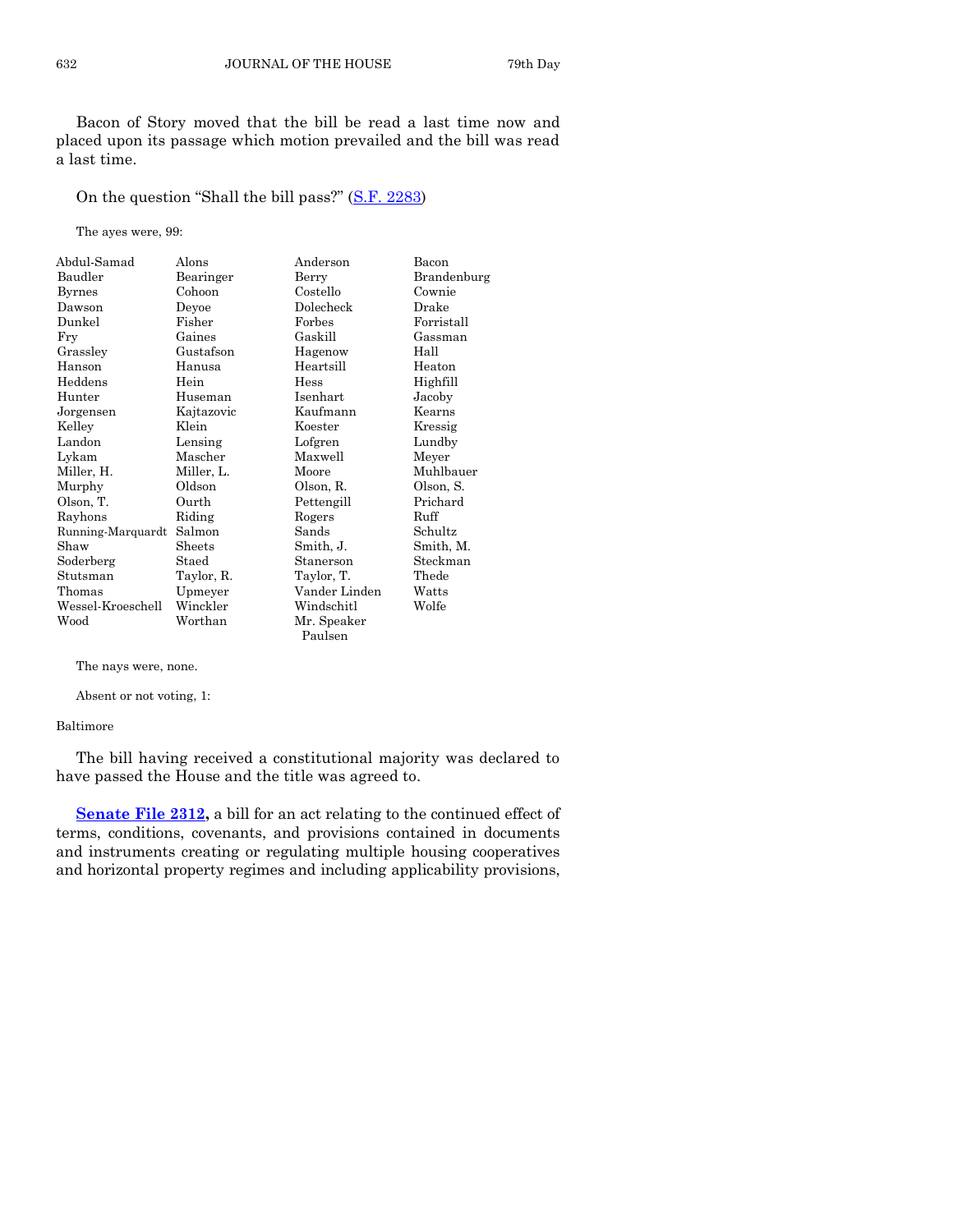Bacon of Story moved that the bill be read a last time now and placed upon its passage which motion prevailed and the bill was read a last time.

On the question "Shall the bill pass?" (S.F. 2283)

The ayes were, 99:

| | | | |
|---|---|---|---|
| Abdul-Samad | Alons | Anderson | Bacon |
| Baudler | Bearinger | Berry | Brandenburg |
| Byrnes | Cohoon | Costello | Cownie |
| Dawson | Deyoe | Dolecheck | Drake |
| Dunkel | Fisher | Forbes | Forristall |
| Fry | Gaines | Gaskill | Gassman |
| Grassley | Gustafson | Hagenow | Hall |
| Hanson | Hanusa | Heartsill | Heaton |
| Heddens | Hein | Hess | Highfill |
| Hunter | Huseman | Isenhart | Jacoby |
| Jorgensen | Kajtazovic | Kaufmann | Kearns |
| Kelley | Klein | Koester | Kressig |
| Landon | Lensing | Lofgren | Lundby |
| Lykam | Mascher | Maxwell | Meyer |
| Miller, H. | Miller, L. | Moore | Muhlbauer |
| Murphy | Oldson | Olson, R. | Olson, S. |
| Olson, T. | Ourth | Pettengill | Prichard |
| Rayhons | Riding | Rogers | Ruff |
| Running-Marquardt | Salmon | Sands | Schultz |
| Shaw | Sheets | Smith, J. | Smith, M. |
| Soderberg | Staed | Stanerson | Steckman |
| Stutsman | Taylor, R. | Taylor, T. | Thede |
| Thomas | Upmeyer | Vander Linden | Watts |
| Wessel-Kroeschell | Winckler | Windschitl | Wolfe |
| Wood | Worthan | Mr. Speaker Paulsen | |

The nays were, none.

Absent or not voting, 1:

Baltimore

The bill having received a constitutional majority was declared to have passed the House and the title was agreed to.

**Senate File 2312,** a bill for an act relating to the continued effect of terms, conditions, covenants, and provisions contained in documents and instruments creating or regulating multiple housing cooperatives and horizontal property regimes and including applicability provisions,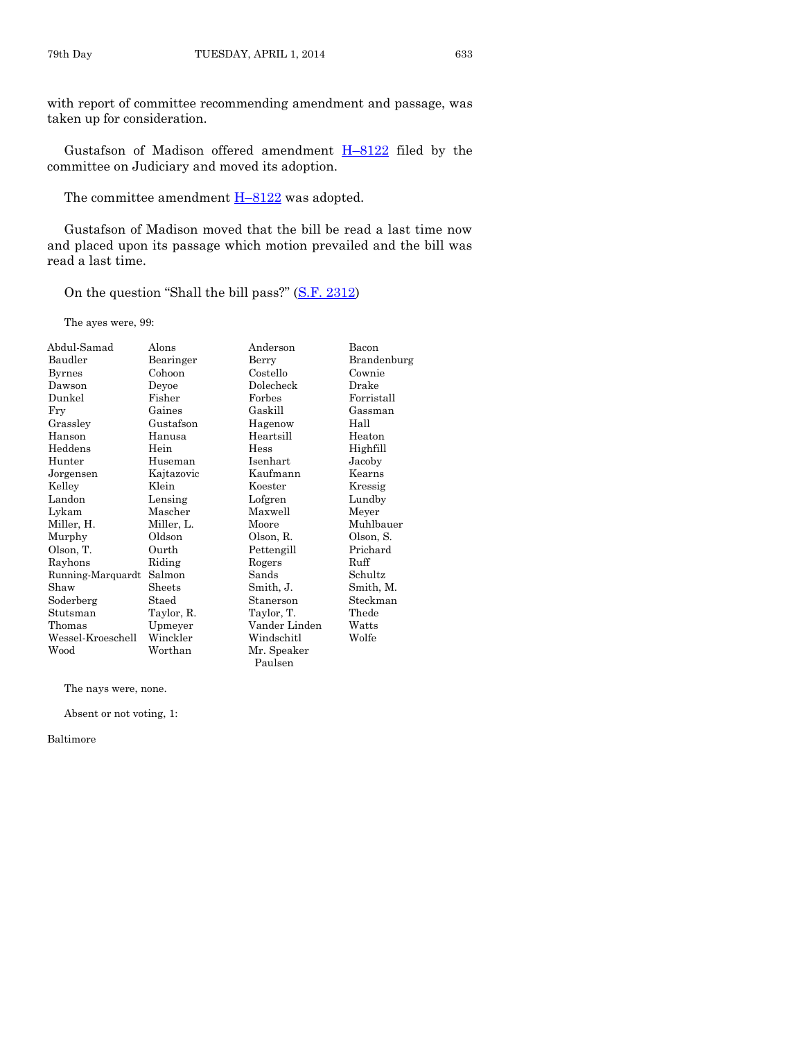with report of committee recommending amendment and passage, was taken up for consideration.

Gustafson of Madison offered amendment H–8122 filed by the committee on Judiciary and moved its adoption.

The committee amendment H–8122 was adopted.

Gustafson of Madison moved that the bill be read a last time now and placed upon its passage which motion prevailed and the bill was read a last time.

On the question "Shall the bill pass?" (S.F. 2312)

The ayes were, 99:

| | | | |
|---|---|---|---|
| Abdul-Samad | Alons | Anderson | Bacon |
| Baudler | Bearinger | Berry | Brandenburg |
| Byrnes | Cohoon | Costello | Cownie |
| Dawson | Deyoe | Dolecheck | Drake |
| Dunkel | Fisher | Forbes | Forristall |
| Fry | Gaines | Gaskill | Gassman |
| Grassley | Gustafson | Hagenow | Hall |
| Hanson | Hanusa | Heartsill | Heaton |
| Heddens | Hein | Hess | Highfill |
| Hunter | Huseman | Isenhart | Jacoby |
| Jorgensen | Kajtazovic | Kaufmann | Kearns |
| Kelley | Klein | Koester | Kressig |
| Landon | Lensing | Lofgren | Lundby |
| Lykam | Mascher | Maxwell | Meyer |
| Miller, H. | Miller, L. | Moore | Muhlbauer |
| Murphy | Oldson | Olson, R. | Olson, S. |
| Olson, T. | Ourth | Pettengill | Prichard |
| Rayhons | Riding | Rogers | Ruff |
| Running-Marquardt | Salmon | Sands | Schultz |
| Shaw | Sheets | Smith, J. | Smith, M. |
| Soderberg | Staed | Stanerson | Steckman |
| Stutsman | Taylor, R. | Taylor, T. | Thede |
| Thomas | Upmeyer | Vander Linden | Watts |
| Wessel-Kroeschell | Winckler | Windschitl | Wolfe |
| Wood | Worthan | Mr. Speaker Paulsen | |

The nays were, none.

Absent or not voting, 1:

Baltimore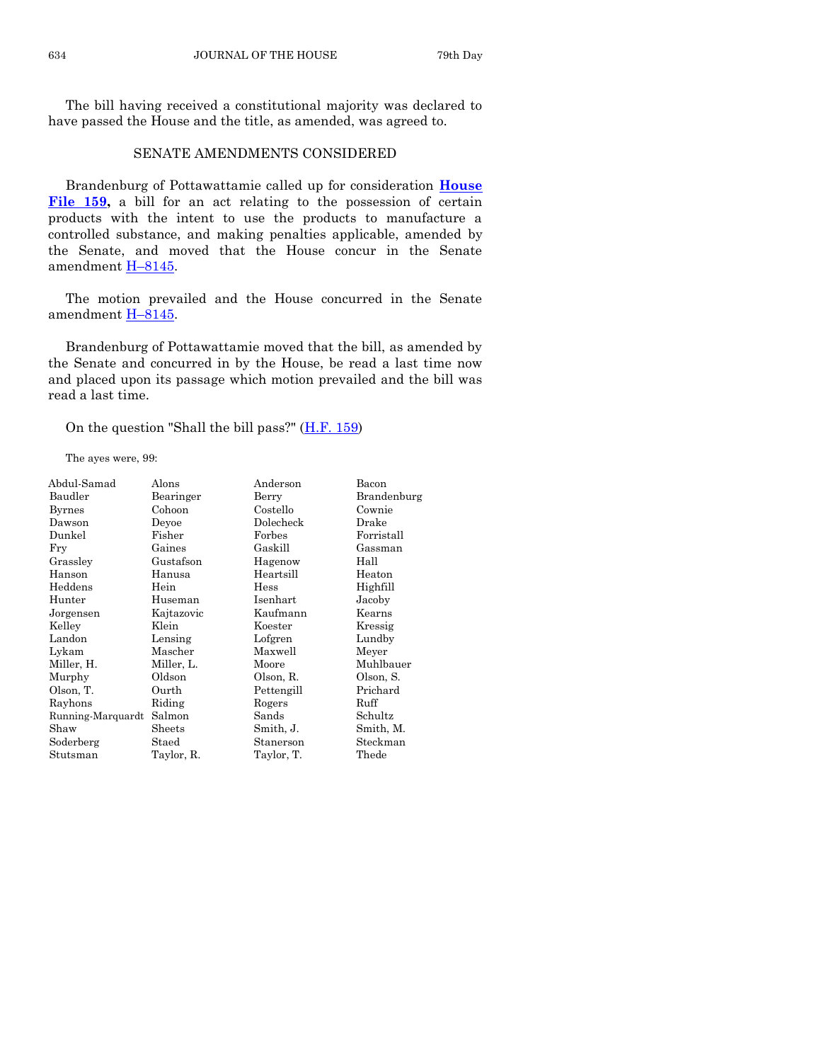The bill having received a constitutional majority was declared to have passed the House and the title, as amended, was agreed to.

## SENATE AMENDMENTS CONSIDERED

Brandenburg of Pottawattamie called up for consideration **House File 159,** a bill for an act relating to the possession of certain products with the intent to use the products to manufacture a controlled substance, and making penalties applicable, amended by the Senate, and moved that the House concur in the Senate amendment H–8145.

The motion prevailed and the House concurred in the Senate amendment H–8145.

Brandenburg of Pottawattamie moved that the bill, as amended by the Senate and concurred in by the House, be read a last time now and placed upon its passage which motion prevailed and the bill was read a last time.

On the question "Shall the bill pass?" (H.F. 159)

The ayes were, 99:

| | | | |
|---|---|---|---|
| Abdul-Samad | Alons | Anderson | Bacon |
| Baudler | Bearinger | Berry | Brandenburg |
| Byrnes | Cohoon | Costello | Cownie |
| Dawson | Deyoe | Dolecheck | Drake |
| Dunkel | Fisher | Forbes | Forristall |
| Fry | Gaines | Gaskill | Gassman |
| Grassley | Gustafson | Hagenow | Hall |
| Hanson | Hanusa | Heartsill | Heaton |
| Heddens | Hein | Hess | Highfill |
| Hunter | Huseman | Isenhart | Jacoby |
| Jorgensen | Kajtazovic | Kaufmann | Kearns |
| Kelley | Klein | Koester | Kressig |
| Landon | Lensing | Lofgren | Lundby |
| Lykam | Mascher | Maxwell | Meyer |
| Miller, H. | Miller, L. | Moore | Muhlbauer |
| Murphy | Oldson | Olson, R. | Olson, S. |
| Olson, T. | Ourth | Pettengill | Prichard |
| Rayhons | Riding | Rogers | Ruff |
| Running-Marquardt | Salmon | Sands | Schultz |
| Shaw | Sheets | Smith, J. | Smith, M. |
| Soderberg | Staed | Stanerson | Steckman |
| Stutsman | Taylor, R. | Taylor, T. | Thede |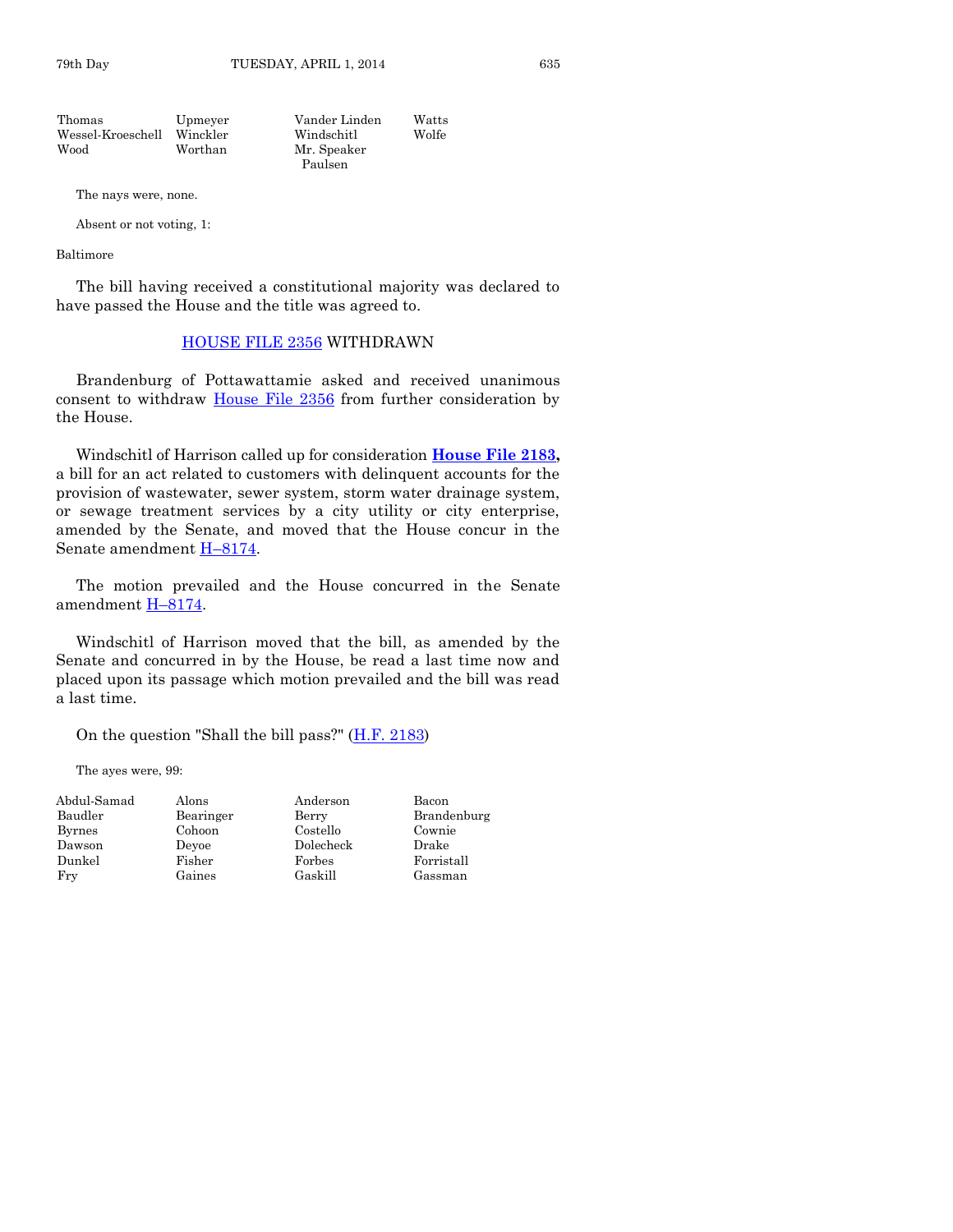| | | | |
|---|---|---|---|
| Thomas | Upmeyer | Vander Linden | Watts |
| Wessel-Kroeschell | Winckler | Windschitl | Wolfe |
| Wood | Worthan | Mr. Speaker Paulsen | |

The nays were, none.

Absent or not voting, 1:

Baltimore

The bill having received a constitutional majority was declared to have passed the House and the title was agreed to.

## HOUSE FILE 2356 WITHDRAWN

Brandenburg of Pottawattamie asked and received unanimous consent to withdraw House File 2356 from further consideration by the House.

Windschitl of Harrison called up for consideration **House File 2183,** a bill for an act related to customers with delinquent accounts for the provision of wastewater, sewer system, storm water drainage system, or sewage treatment services by a city utility or city enterprise, amended by the Senate, and moved that the House concur in the Senate amendment H–8174.

The motion prevailed and the House concurred in the Senate amendment H–8174.

Windschitl of Harrison moved that the bill, as amended by the Senate and concurred in by the House, be read a last time now and placed upon its passage which motion prevailed and the bill was read a last time.

On the question "Shall the bill pass?" (H.F. 2183)

The ayes were, 99:

| | | | |
|---|---|---|---|
| Abdul-Samad | Alons | Anderson | Bacon |
| Baudler | Bearinger | Berry | Brandenburg |
| Byrnes | Cohoon | Costello | Cownie |
| Dawson | Deyoe | Dolecheck | Drake |
| Dunkel | Fisher | Forbes | Forristall |
| Fry | Gaines | Gaskill | Gassman |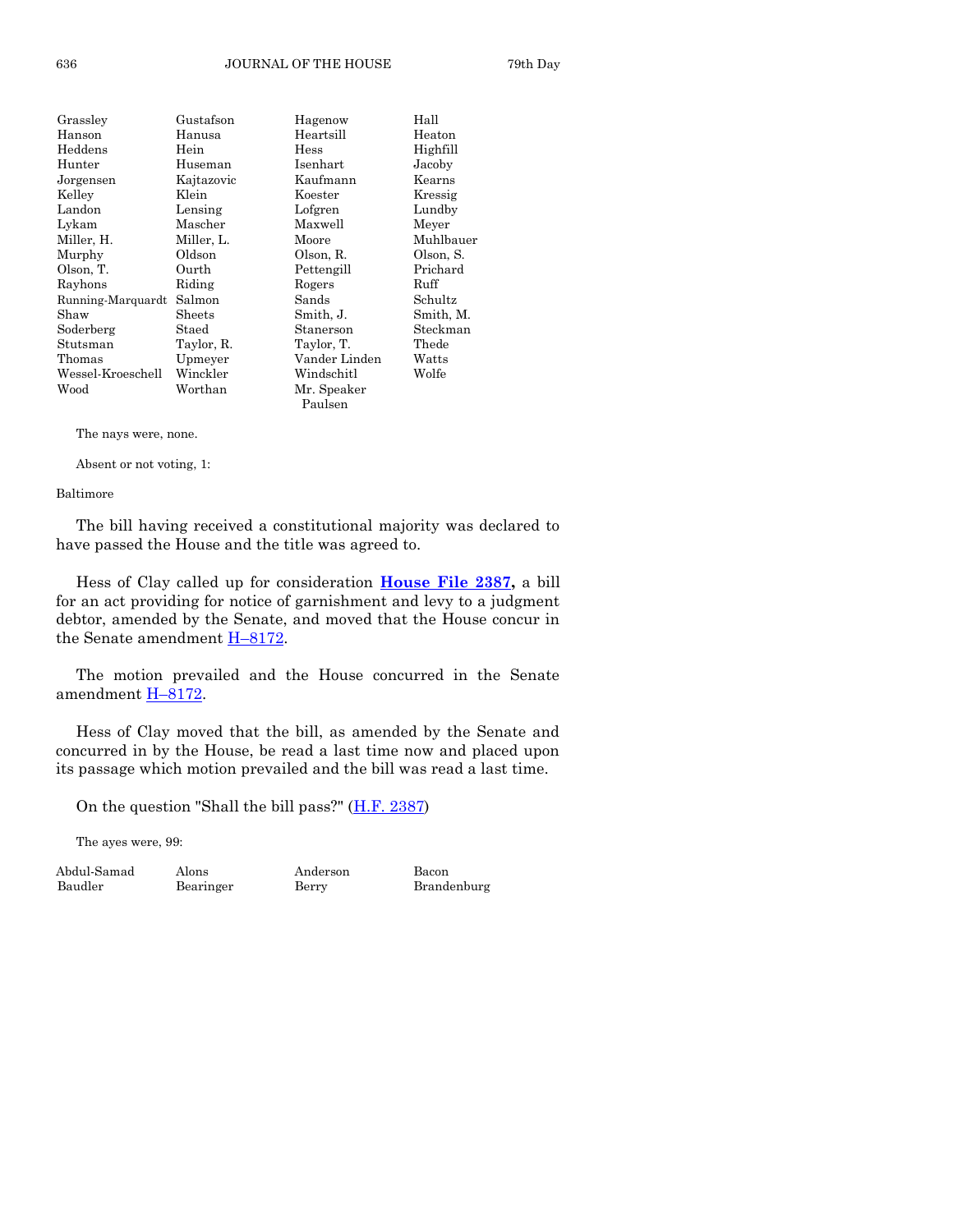| | | | |
|---|---|---|---|
| Grassley | Gustafson | Hagenow | Hall |
| Hanson | Hanusa | Heartsill | Heaton |
| Heddens | Hein | Hess | Highfill |
| Hunter | Huseman | Isenhart | Jacoby |
| Jorgensen | Kajtazovic | Kaufmann | Kearns |
| Kelley | Klein | Koester | Kressig |
| Landon | Lensing | Lofgren | Lundby |
| Lykam | Mascher | Maxwell | Meyer |
| Miller, H. | Miller, L. | Moore | Muhlbauer |
| Murphy | Oldson | Olson, R. | Olson, S. |
| Olson, T. | Ourth | Pettengill | Prichard |
| Rayhons | Riding | Rogers | Ruff |
| Running-Marquardt | Salmon | Sands | Schultz |
| Shaw | Sheets | Smith, J. | Smith, M. |
| Soderberg | Staed | Stanerson | Steckman |
| Stutsman | Taylor, R. | Taylor, T. | Thede |
| Thomas | Upmeyer | Vander Linden | Watts |
| Wessel-Kroeschell | Winckler | Windschitl | Wolfe |
| Wood | Worthan | Mr. Speaker Paulsen | |

The nays were, none.

Absent or not voting, 1:

Baltimore

The bill having received a constitutional majority was declared to have passed the House and the title was agreed to.

Hess of Clay called up for consideration **House File 2387,** a bill for an act providing for notice of garnishment and levy to a judgment debtor, amended by the Senate, and moved that the House concur in the Senate amendment H–8172.

The motion prevailed and the House concurred in the Senate amendment H–8172.

Hess of Clay moved that the bill, as amended by the Senate and concurred in by the House, be read a last time now and placed upon its passage which motion prevailed and the bill was read a last time.

On the question "Shall the bill pass?" (H.F. 2387)

The ayes were, 99:

| | | | |
|---|---|---|---|
| Abdul-Samad | Alons | Anderson | Bacon |
| Baudler | Bearinger | Berry | Brandenburg |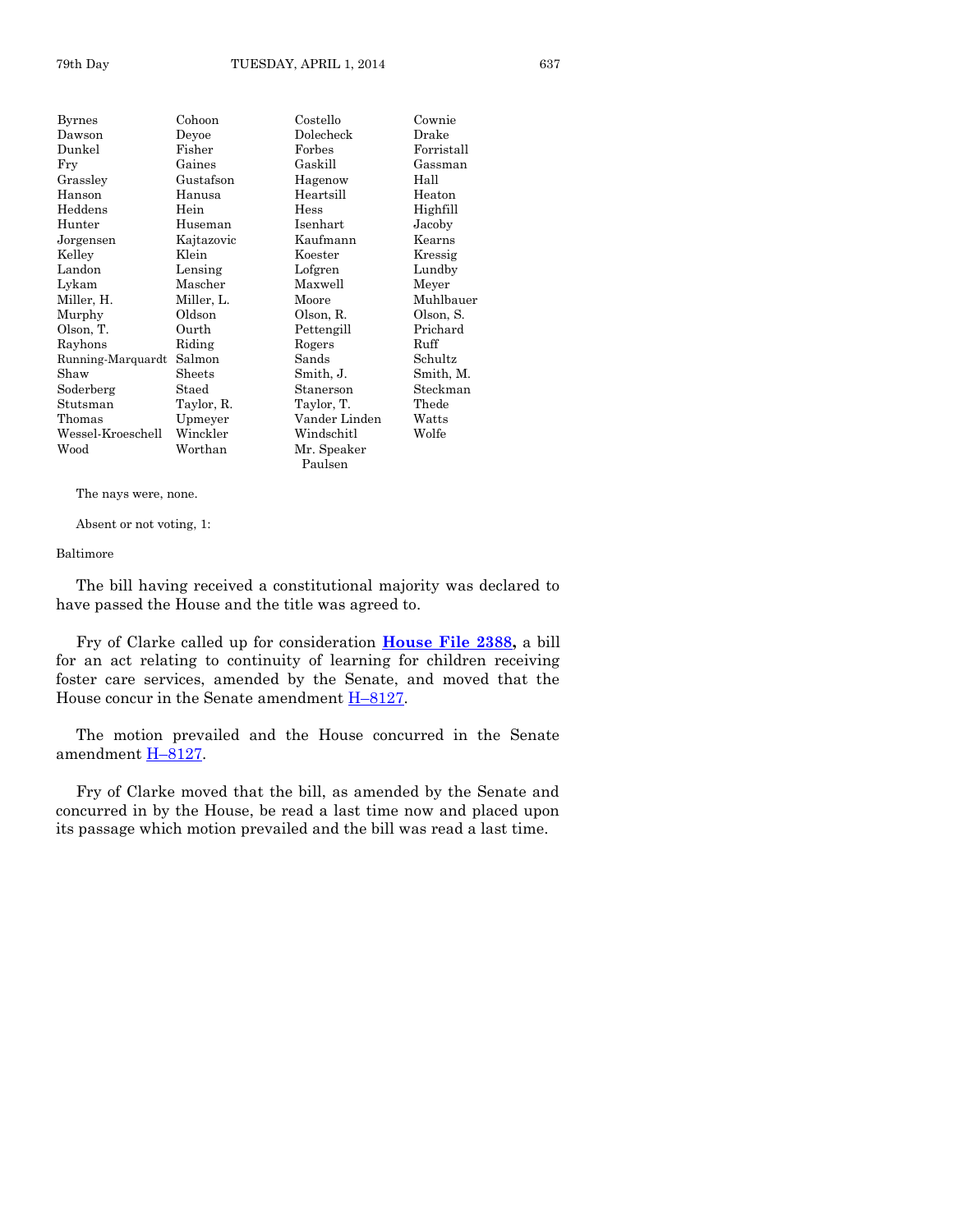| | | | |
|---|---|---|---|
| Byrnes | Cohoon | Costello | Cownie |
| Dawson | Deyoe | Dolecheck | Drake |
| Dunkel | Fisher | Forbes | Forristall |
| Fry | Gaines | Gaskill | Gassman |
| Grassley | Gustafson | Hagenow | Hall |
| Hanson | Hanusa | Heartsill | Heaton |
| Heddens | Hein | Hess | Highfill |
| Hunter | Huseman | Isenhart | Jacoby |
| Jorgensen | Kajtazovic | Kaufmann | Kearns |
| Kelley | Klein | Koester | Kressig |
| Landon | Lensing | Lofgren | Lundby |
| Lykam | Mascher | Maxwell | Meyer |
| Miller, H. | Miller, L. | Moore | Muhlbauer |
| Murphy | Oldson | Olson, R. | Olson, S. |
| Olson, T. | Ourth | Pettengill | Prichard |
| Rayhons | Riding | Rogers | Ruff |
| Running-Marquardt | Salmon | Sands | Schultz |
| Shaw | Sheets | Smith, J. | Smith, M. |
| Soderberg | Staed | Stanerson | Steckman |
| Stutsman | Taylor, R. | Taylor, T. | Thede |
| Thomas | Upmeyer | Vander Linden | Watts |
| Wessel-Kroeschell | Winckler | Windschitl | Wolfe |
| Wood | Worthan | Mr. Speaker Paulsen | |

The nays were, none.

Absent or not voting, 1:

Baltimore

The bill having received a constitutional majority was declared to have passed the House and the title was agreed to.

Fry of Clarke called up for consideration **House File 2388,** a bill for an act relating to continuity of learning for children receiving foster care services, amended by the Senate, and moved that the House concur in the Senate amendment H–8127.

The motion prevailed and the House concurred in the Senate amendment H–8127.

Fry of Clarke moved that the bill, as amended by the Senate and concurred in by the House, be read a last time now and placed upon its passage which motion prevailed and the bill was read a last time.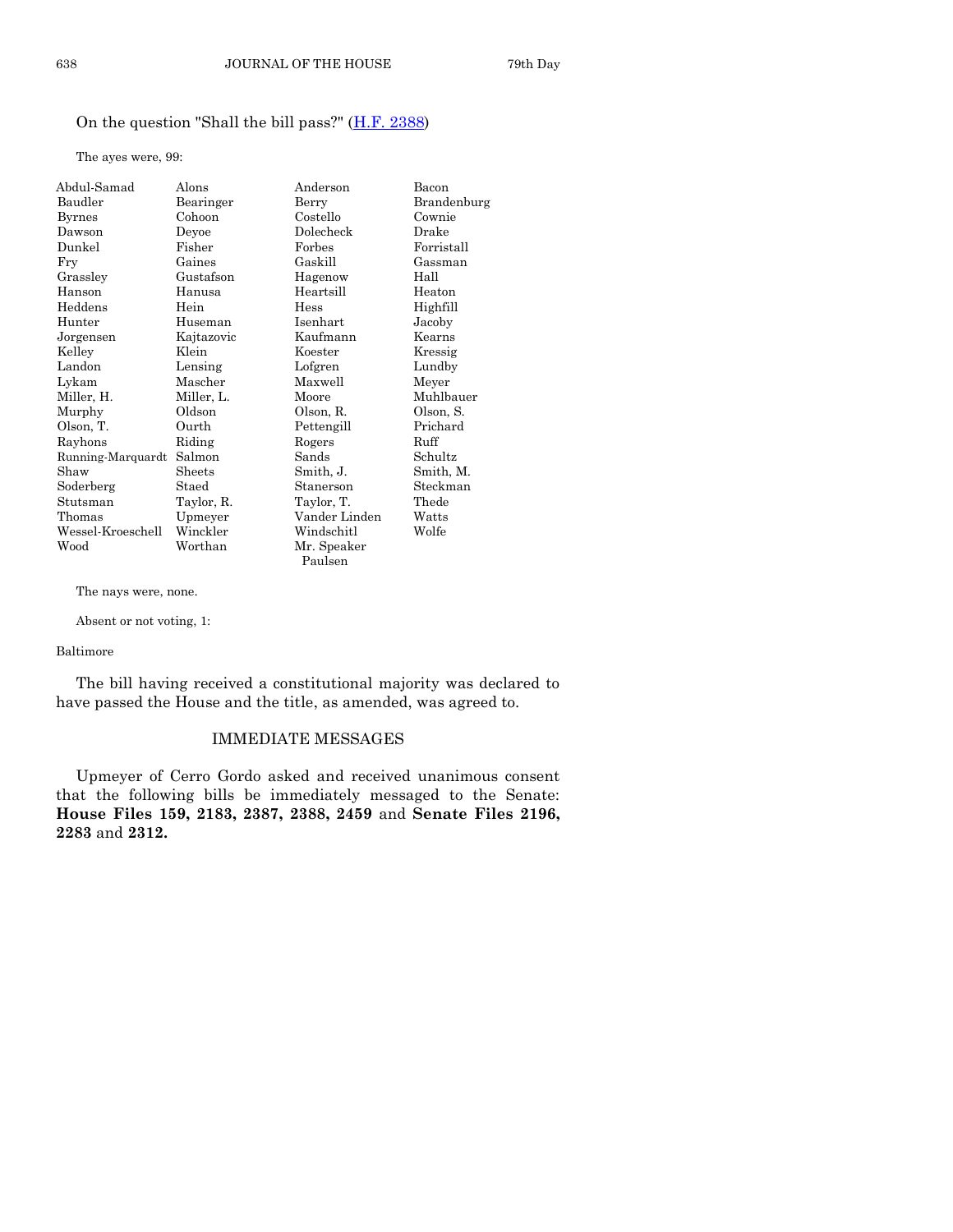On the question "Shall the bill pass?" (H.F. 2388)

The ayes were, 99:

| | | | |
|---|---|---|---|
| Abdul-Samad | Alons | Anderson | Bacon |
| Baudler | Bearinger | Berry | Brandenburg |
| Byrnes | Cohoon | Costello | Cownie |
| Dawson | Deyoe | Dolecheck | Drake |
| Dunkel | Fisher | Forbes | Forristall |
| Fry | Gaines | Gaskill | Gassman |
| Grassley | Gustafson | Hagenow | Hall |
| Hanson | Hanusa | Heartsill | Heaton |
| Heddens | Hein | Hess | Highfill |
| Hunter | Huseman | Isenhart | Jacoby |
| Jorgensen | Kajtazovic | Kaufmann | Kearns |
| Kelley | Klein | Koester | Kressig |
| Landon | Lensing | Lofgren | Lundby |
| Lykam | Mascher | Maxwell | Meyer |
| Miller, H. | Miller, L. | Moore | Muhlbauer |
| Murphy | Oldson | Olson, R. | Olson, S. |
| Olson, T. | Ourth | Pettengill | Prichard |
| Rayhons | Riding | Rogers | Ruff |
| Running-Marquardt | Salmon | Sands | Schultz |
| Shaw | Sheets | Smith, J. | Smith, M. |
| Soderberg | Staed | Stanerson | Steckman |
| Stutsman | Taylor, R. | Taylor, T. | Thede |
| Thomas | Upmeyer | Vander Linden | Watts |
| Wessel-Kroeschell | Winckler | Windschitl | Wolfe |
| Wood | Worthan | Mr. Speaker Paulsen | |

The nays were, none.

Absent or not voting, 1:

Baltimore

The bill having received a constitutional majority was declared to have passed the House and the title, as amended, was agreed to.

## IMMEDIATE MESSAGES

Upmeyer of Cerro Gordo asked and received unanimous consent that the following bills be immediately messaged to the Senate: **House Files 159, 2183, 2387, 2388, 2459** and **Senate Files 2196, 2283** and **2312.**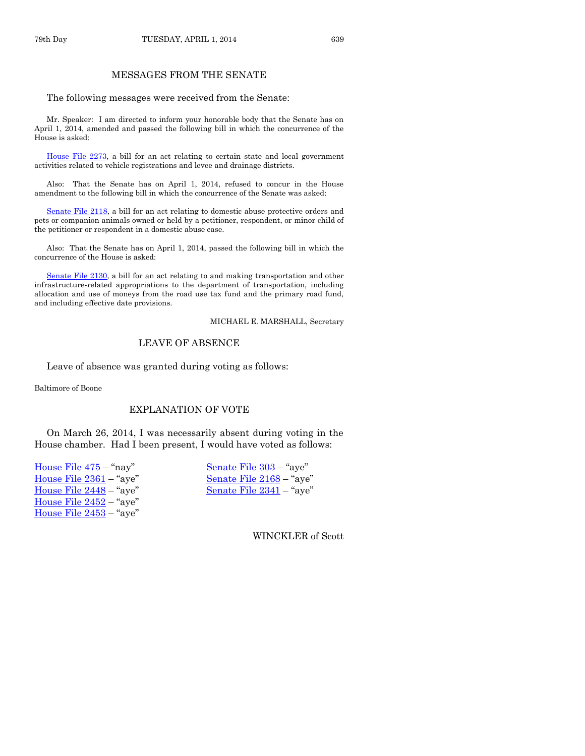## MESSAGES FROM THE SENATE

The following messages were received from the Senate:

Mr. Speaker: I am directed to inform your honorable body that the Senate has on April 1, 2014, amended and passed the following bill in which the concurrence of the House is asked:

House File 2273, a bill for an act relating to certain state and local government activities related to vehicle registrations and levee and drainage districts.

Also: That the Senate has on April 1, 2014, refused to concur in the House amendment to the following bill in which the concurrence of the Senate was asked:

Senate File 2118, a bill for an act relating to domestic abuse protective orders and pets or companion animals owned or held by a petitioner, respondent, or minor child of the petitioner or respondent in a domestic abuse case.

Also: That the Senate has on April 1, 2014, passed the following bill in which the concurrence of the House is asked:

Senate File 2130, a bill for an act relating to and making transportation and other infrastructure-related appropriations to the department of transportation, including allocation and use of moneys from the road use tax fund and the primary road fund, and including effective date provisions.

MICHAEL E. MARSHALL, Secretary

## LEAVE OF ABSENCE

Leave of absence was granted during voting as follows:

Baltimore of Boone

## EXPLANATION OF VOTE

On March 26, 2014, I was necessarily absent during voting in the House chamber. Had I been present, I would have voted as follows:

House File 475 – "nay"
House File 2361 – "aye"
House File 2448 – "aye"
House File 2452 – "aye"
House File 2453 – "aye"
Senate File 303 – "aye"
Senate File 2168 – "aye"
Senate File 2341 – "aye"

WINCKLER of Scott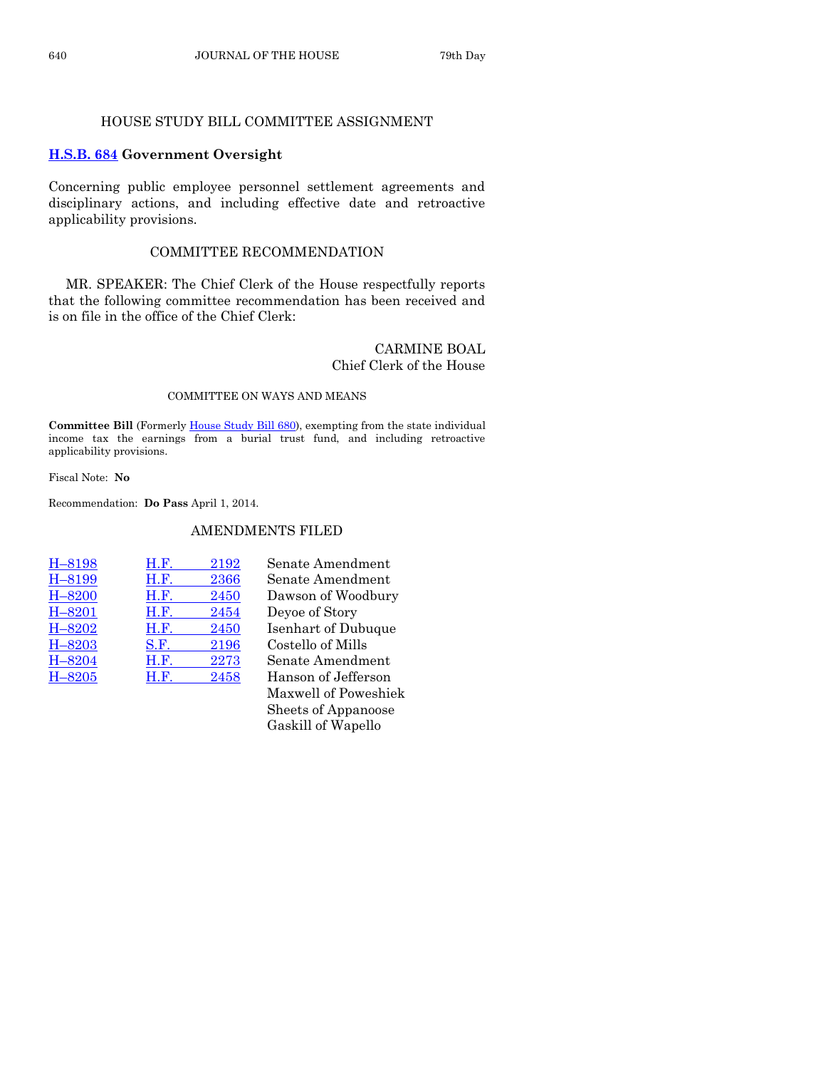## HOUSE STUDY BILL COMMITTEE ASSIGNMENT

**H.S.B. 684 Government Oversight**

Concerning public employee personnel settlement agreements and disciplinary actions, and including effective date and retroactive applicability provisions.

## COMMITTEE RECOMMENDATION

MR. SPEAKER: The Chief Clerk of the House respectfully reports that the following committee recommendation has been received and is on file in the office of the Chief Clerk:

CARMINE BOAL
Chief Clerk of the House

### COMMITTEE ON WAYS AND MEANS

**Committee Bill** (Formerly House Study Bill 680), exempting from the state individual income tax the earnings from a burial trust fund, and including retroactive applicability provisions.

Fiscal Note: **No**

Recommendation: **Do Pass** April 1, 2014.

## AMENDMENTS FILED

| | | | |
|---|---|---|---|
| H–8198 | H.F. | 2192 | Senate Amendment |
| H–8199 | H.F. | 2366 | Senate Amendment |
| H–8200 | H.F. | 2450 | Dawson of Woodbury |
| H–8201 | H.F. | 2454 | Deyoe of Story |
| H–8202 | H.F. | 2450 | Isenhart of Dubuque |
| H–8203 | S.F. | 2196 | Costello of Mills |
| H–8204 | H.F. | 2273 | Senate Amendment |
| H–8205 | H.F. | 2458 | Hanson of Jefferson |
| | | | Maxwell of Poweshiek |
| | | | Sheets of Appanoose |
| | | | Gaskill of Wapello |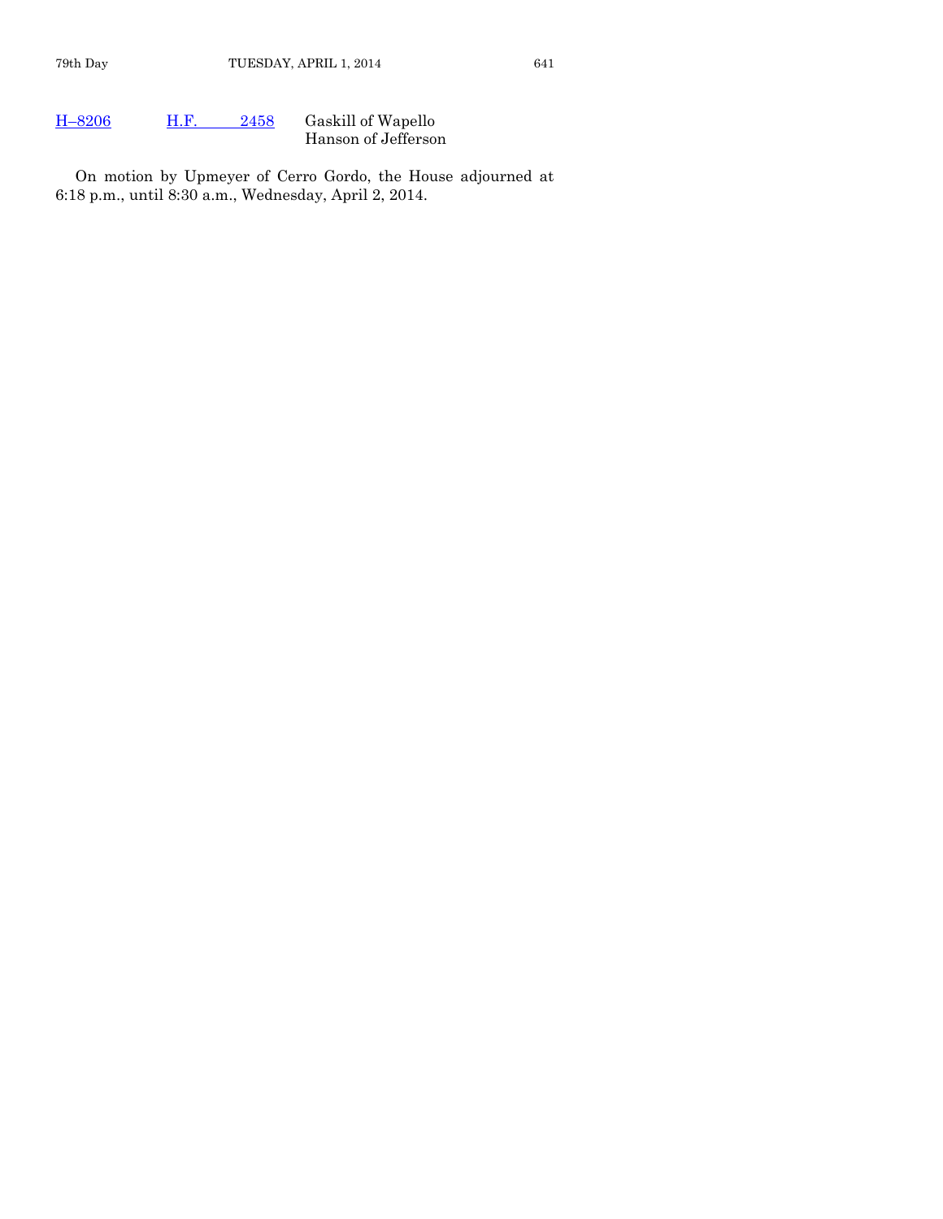| | | |
|---|---|---|
| H–8206 | H.F. 2458 | Gaskill of Wapello<br>Hanson of Jefferson |

On motion by Upmeyer of Cerro Gordo, the House adjourned at 6:18 p.m., until 8:30 a.m., Wednesday, April 2, 2014.